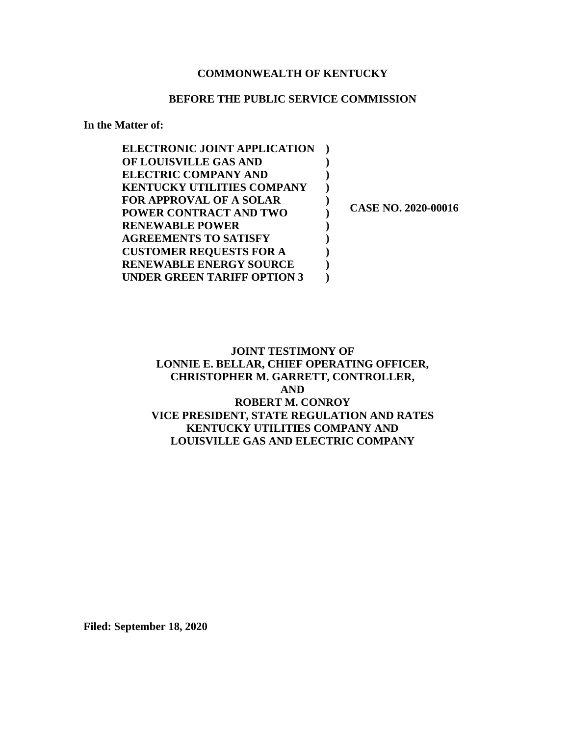**COMMONWEALTH OF KENTUCKY**

**BEFORE THE PUBLIC SERVICE COMMISSION**

**In the Matter of:**

| | | |
|---|---|---|
| **ELECTRONIC JOINT APPLICATION OF LOUISVILLE GAS AND ELECTRIC COMPANY AND KENTUCKY UTILITIES COMPANY FOR APPROVAL OF A SOLAR POWER CONTRACT AND TWO RENEWABLE POWER AGREEMENTS TO SATISFY CUSTOMER REQUESTS FOR A RENEWABLE ENERGY SOURCE UNDER GREEN TARIFF OPTION 3** | **)** | **CASE NO. 2020-00016** |

**JOINT TESTIMONY OF**
**LONNIE E. BELLAR, CHIEF OPERATING OFFICER,**
**CHRISTOPHER M. GARRETT, CONTROLLER,**
**AND**
**ROBERT M. CONROY**
**VICE PRESIDENT, STATE REGULATION AND RATES**
**KENTUCKY UTILITIES COMPANY AND**
**LOUISVILLE GAS AND ELECTRIC COMPANY**

**Filed: September 18, 2020**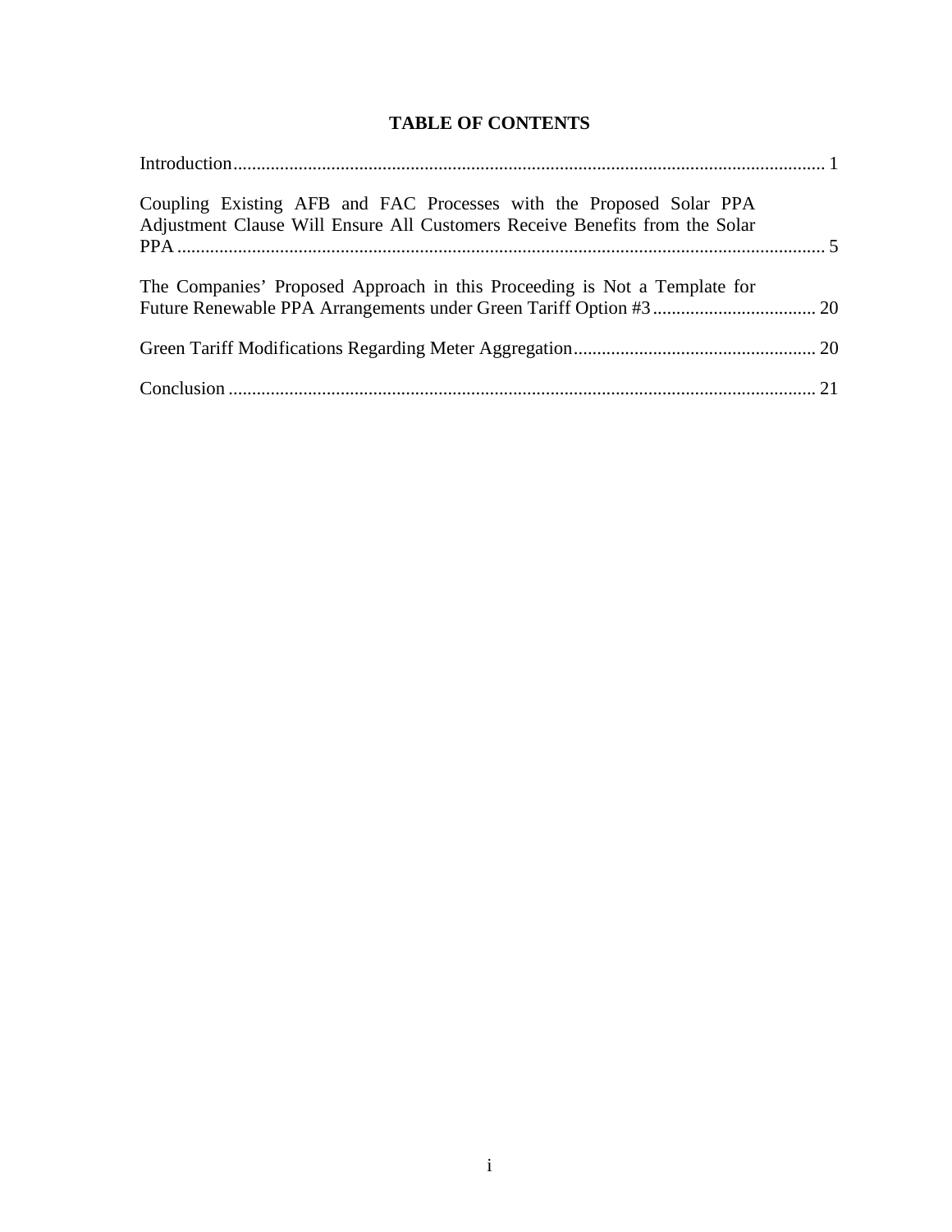# TABLE OF CONTENTS

Introduction ........................................................................................................................ 1

Coupling Existing AFB and FAC Processes with the Proposed Solar PPA Adjustment Clause Will Ensure All Customers Receive Benefits from the Solar PPA ........................................................................................................................ 5

The Companies' Proposed Approach in this Proceeding is Not a Template for Future Renewable PPA Arrangements under Green Tariff Option #3 .................................. 20

Green Tariff Modifications Regarding Meter Aggregation .................................................. 20

Conclusion ........................................................................................................................ 21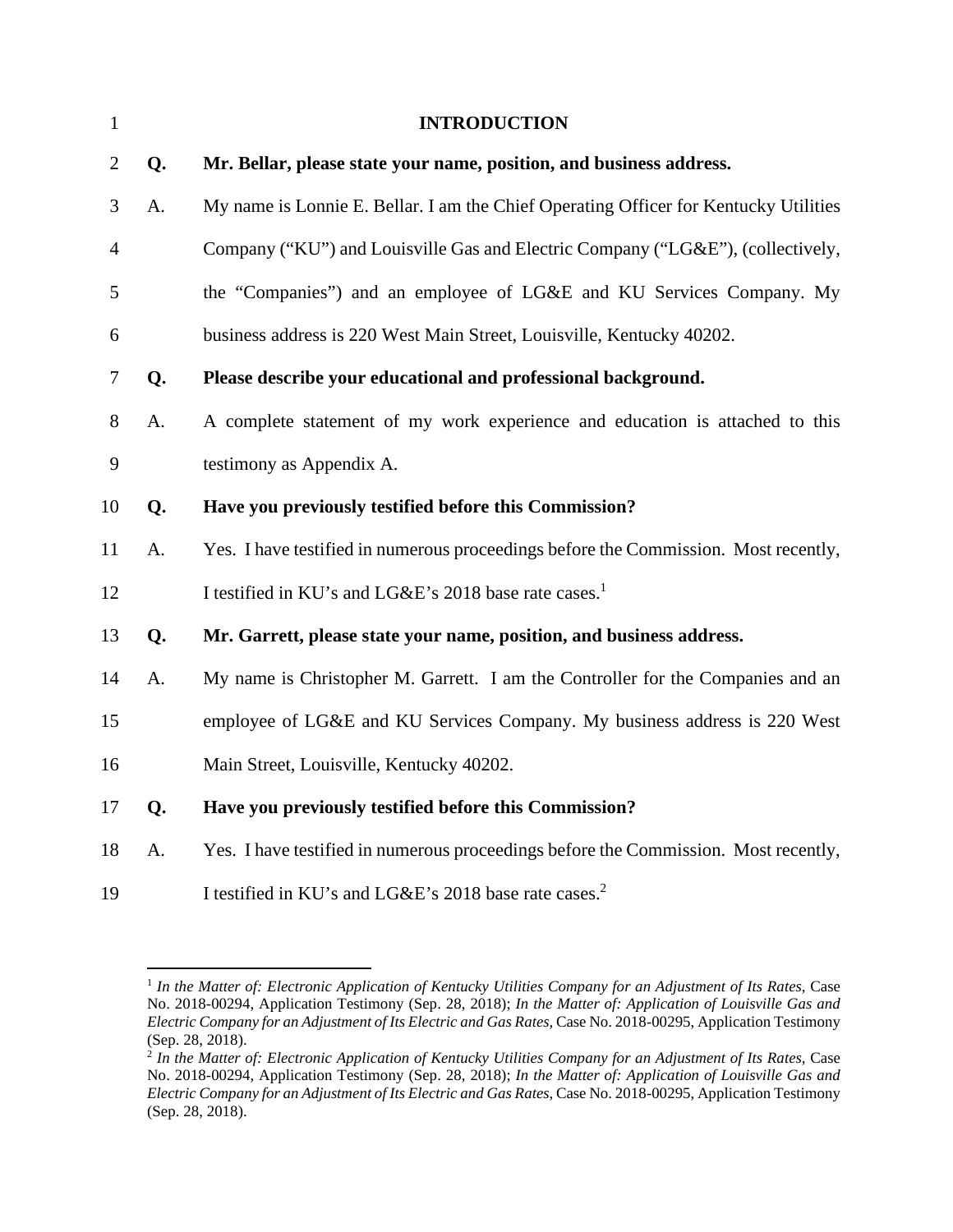## INTRODUCTION

**Q. Mr. Bellar, please state your name, position, and business address.**

A. My name is Lonnie E. Bellar. I am the Chief Operating Officer for Kentucky Utilities Company ("KU") and Louisville Gas and Electric Company ("LG&E"), (collectively, the "Companies") and an employee of LG&E and KU Services Company. My business address is 220 West Main Street, Louisville, Kentucky 40202.

**Q. Please describe your educational and professional background.**

A. A complete statement of my work experience and education is attached to this testimony as Appendix A.

**Q. Have you previously testified before this Commission?**

A. Yes. I have testified in numerous proceedings before the Commission. Most recently, I testified in KU's and LG&E's 2018 base rate cases.[1]

**Q. Mr. Garrett, please state your name, position, and business address.**

A. My name is Christopher M. Garrett. I am the Controller for the Companies and an employee of LG&E and KU Services Company. My business address is 220 West Main Street, Louisville, Kentucky 40202.

**Q. Have you previously testified before this Commission?**

A. Yes. I have testified in numerous proceedings before the Commission. Most recently, I testified in KU's and LG&E's 2018 base rate cases.[2]

---

[1] *In the Matter of: Electronic Application of Kentucky Utilities Company for an Adjustment of Its Rates*, Case No. 2018-00294, Application Testimony (Sep. 28, 2018); *In the Matter of: Application of Louisville Gas and Electric Company for an Adjustment of Its Electric and Gas Rates,* Case No. 2018-00295, Application Testimony (Sep. 28, 2018).

[2] *In the Matter of: Electronic Application of Kentucky Utilities Company for an Adjustment of Its Rates*, Case No. 2018-00294, Application Testimony (Sep. 28, 2018); *In the Matter of: Application of Louisville Gas and Electric Company for an Adjustment of Its Electric and Gas Rates,* Case No. 2018-00295, Application Testimony (Sep. 28, 2018).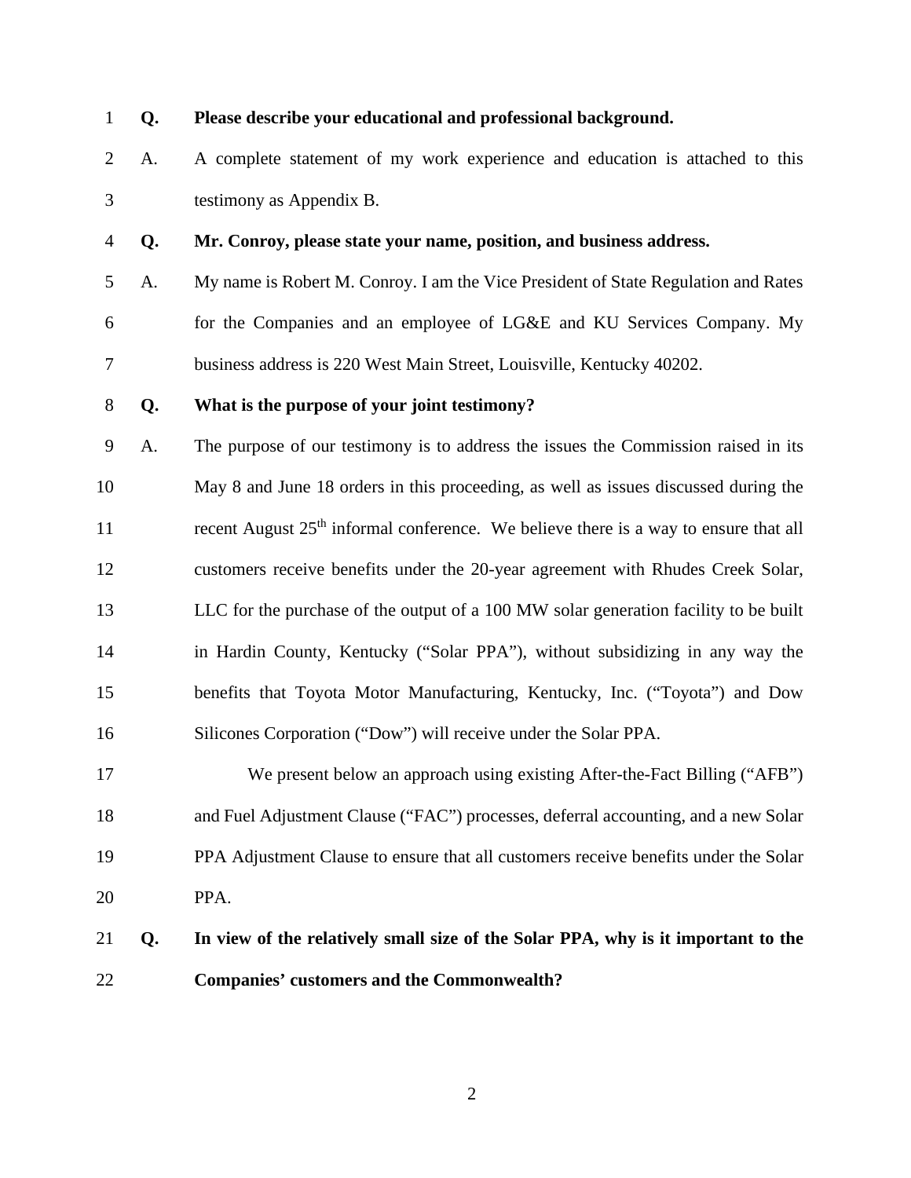**Q. Please describe your educational and professional background.**

A. A complete statement of my work experience and education is attached to this testimony as Appendix B.

**Q. Mr. Conroy, please state your name, position, and business address.**

A. My name is Robert M. Conroy. I am the Vice President of State Regulation and Rates for the Companies and an employee of LG&E and KU Services Company. My business address is 220 West Main Street, Louisville, Kentucky 40202.

**Q. What is the purpose of your joint testimony?**

A. The purpose of our testimony is to address the issues the Commission raised in its May 8 and June 18 orders in this proceeding, as well as issues discussed during the recent August 25th informal conference. We believe there is a way to ensure that all customers receive benefits under the 20-year agreement with Rhudes Creek Solar, LLC for the purchase of the output of a 100 MW solar generation facility to be built in Hardin County, Kentucky ("Solar PPA"), without subsidizing in any way the benefits that Toyota Motor Manufacturing, Kentucky, Inc. ("Toyota") and Dow Silicones Corporation ("Dow") will receive under the Solar PPA.

We present below an approach using existing After-the-Fact Billing ("AFB") and Fuel Adjustment Clause ("FAC") processes, deferral accounting, and a new Solar PPA Adjustment Clause to ensure that all customers receive benefits under the Solar PPA.

**Q. In view of the relatively small size of the Solar PPA, why is it important to the Companies' customers and the Commonwealth?**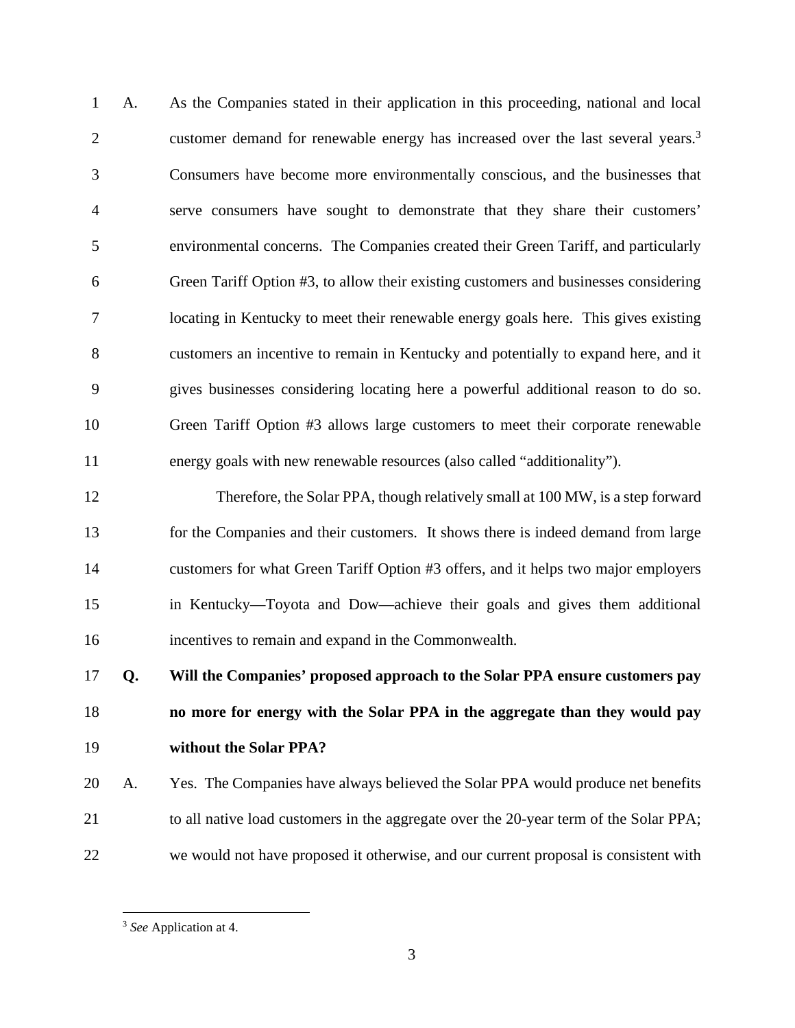A. As the Companies stated in their application in this proceeding, national and local customer demand for renewable energy has increased over the last several years.[3] Consumers have become more environmentally conscious, and the businesses that serve consumers have sought to demonstrate that they share their customers' environmental concerns. The Companies created their Green Tariff, and particularly Green Tariff Option #3, to allow their existing customers and businesses considering locating in Kentucky to meet their renewable energy goals here. This gives existing customers an incentive to remain in Kentucky and potentially to expand here, and it gives businesses considering locating here a powerful additional reason to do so. Green Tariff Option #3 allows large customers to meet their corporate renewable energy goals with new renewable resources (also called "additionality").

Therefore, the Solar PPA, though relatively small at 100 MW, is a step forward for the Companies and their customers. It shows there is indeed demand from large customers for what Green Tariff Option #3 offers, and it helps two major employers in Kentucky—Toyota and Dow—achieve their goals and gives them additional incentives to remain and expand in the Commonwealth.

**Q. Will the Companies' proposed approach to the Solar PPA ensure customers pay no more for energy with the Solar PPA in the aggregate than they would pay without the Solar PPA?**

A. Yes. The Companies have always believed the Solar PPA would produce net benefits to all native load customers in the aggregate over the 20-year term of the Solar PPA; we would not have proposed it otherwise, and our current proposal is consistent with

---

[3] *See* Application at 4.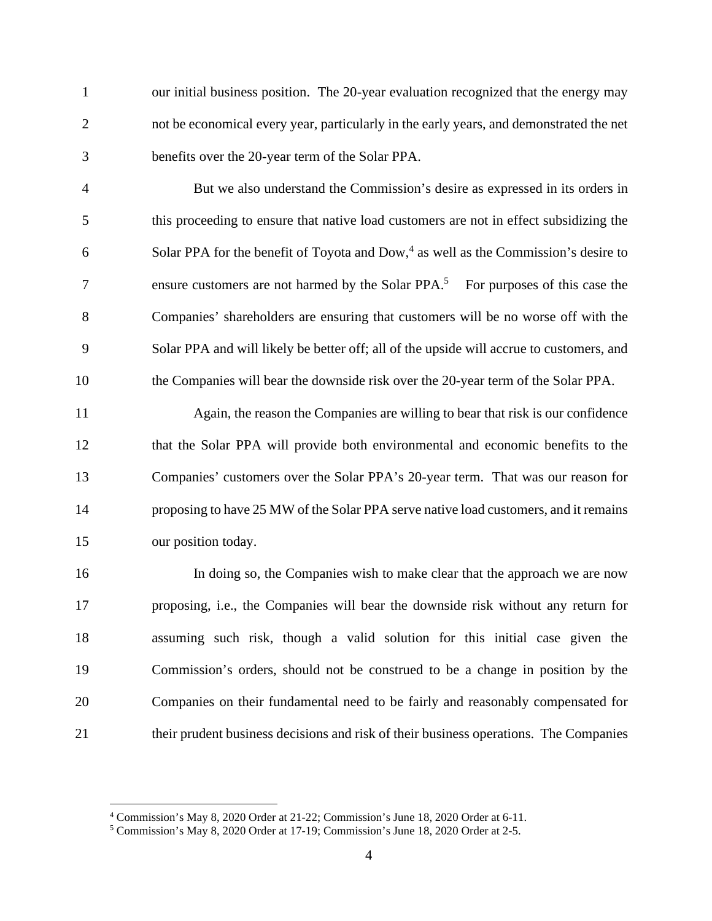our initial business position. The 20-year evaluation recognized that the energy may not be economical every year, particularly in the early years, and demonstrated the net benefits over the 20-year term of the Solar PPA.

But we also understand the Commission's desire as expressed in its orders in this proceeding to ensure that native load customers are not in effect subsidizing the Solar PPA for the benefit of Toyota and Dow,[4] as well as the Commission's desire to ensure customers are not harmed by the Solar PPA.[5] For purposes of this case the Companies' shareholders are ensuring that customers will be no worse off with the Solar PPA and will likely be better off; all of the upside will accrue to customers, and the Companies will bear the downside risk over the 20-year term of the Solar PPA.

Again, the reason the Companies are willing to bear that risk is our confidence that the Solar PPA will provide both environmental and economic benefits to the Companies' customers over the Solar PPA's 20-year term. That was our reason for proposing to have 25 MW of the Solar PPA serve native load customers, and it remains our position today.

In doing so, the Companies wish to make clear that the approach we are now proposing, i.e., the Companies will bear the downside risk without any return for assuming such risk, though a valid solution for this initial case given the Commission's orders, should not be construed to be a change in position by the Companies on their fundamental need to be fairly and reasonably compensated for their prudent business decisions and risk of their business operations. The Companies

---

[4] Commission's May 8, 2020 Order at 21-22; Commission's June 18, 2020 Order at 6-11.

[5] Commission's May 8, 2020 Order at 17-19; Commission's June 18, 2020 Order at 2-5.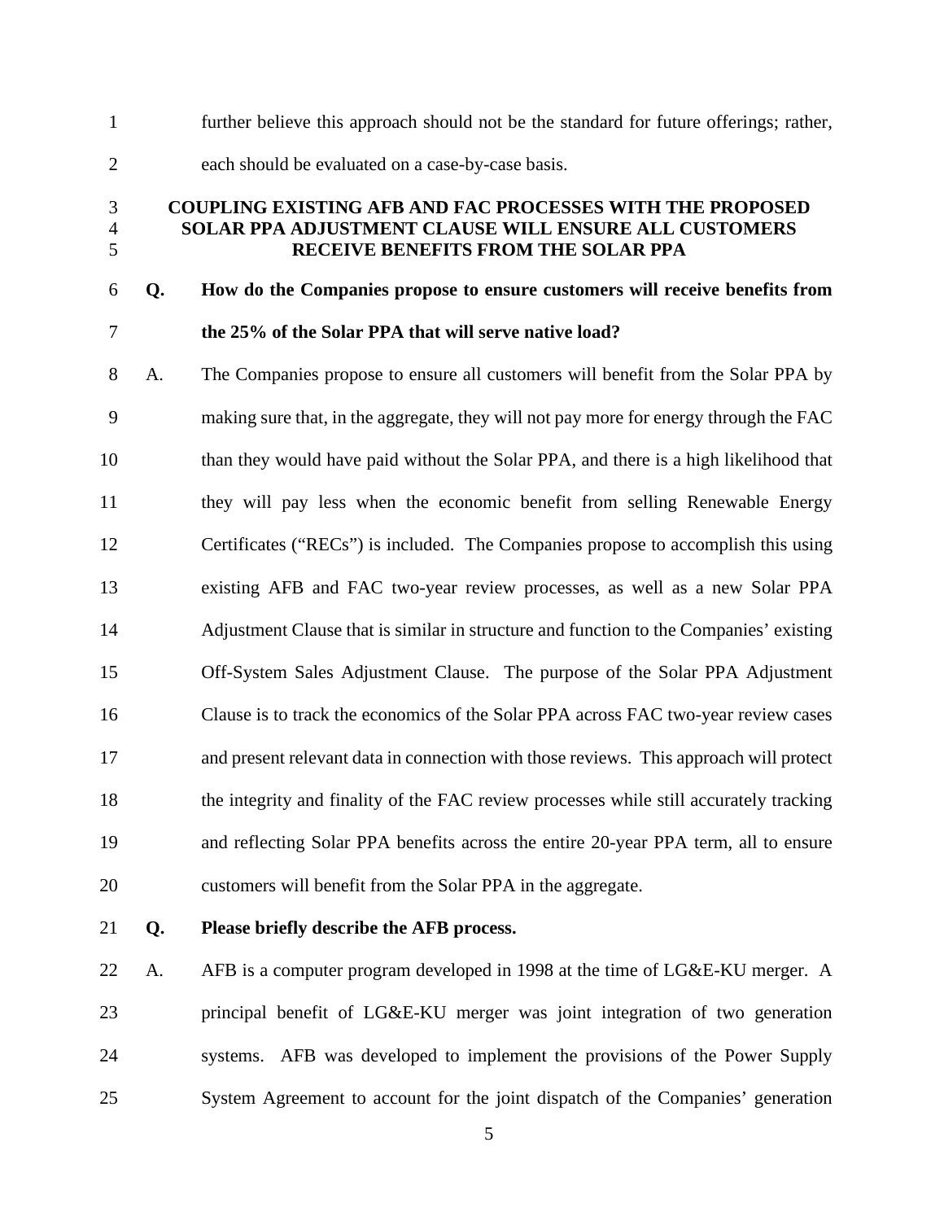further believe this approach should not be the standard for future offerings; rather, each should be evaluated on a case-by-case basis.

## COUPLING EXISTING AFB AND FAC PROCESSES WITH THE PROPOSED SOLAR PPA ADJUSTMENT CLAUSE WILL ENSURE ALL CUSTOMERS RECEIVE BENEFITS FROM THE SOLAR PPA

**Q. How do the Companies propose to ensure customers will receive benefits from the 25% of the Solar PPA that will serve native load?**

A. The Companies propose to ensure all customers will benefit from the Solar PPA by making sure that, in the aggregate, they will not pay more for energy through the FAC than they would have paid without the Solar PPA, and there is a high likelihood that they will pay less when the economic benefit from selling Renewable Energy Certificates ("RECs") is included. The Companies propose to accomplish this using existing AFB and FAC two-year review processes, as well as a new Solar PPA Adjustment Clause that is similar in structure and function to the Companies' existing Off-System Sales Adjustment Clause. The purpose of the Solar PPA Adjustment Clause is to track the economics of the Solar PPA across FAC two-year review cases and present relevant data in connection with those reviews. This approach will protect the integrity and finality of the FAC review processes while still accurately tracking and reflecting Solar PPA benefits across the entire 20-year PPA term, all to ensure customers will benefit from the Solar PPA in the aggregate.

**Q. Please briefly describe the AFB process.**

A. AFB is a computer program developed in 1998 at the time of LG&E-KU merger. A principal benefit of LG&E-KU merger was joint integration of two generation systems. AFB was developed to implement the provisions of the Power Supply System Agreement to account for the joint dispatch of the Companies' generation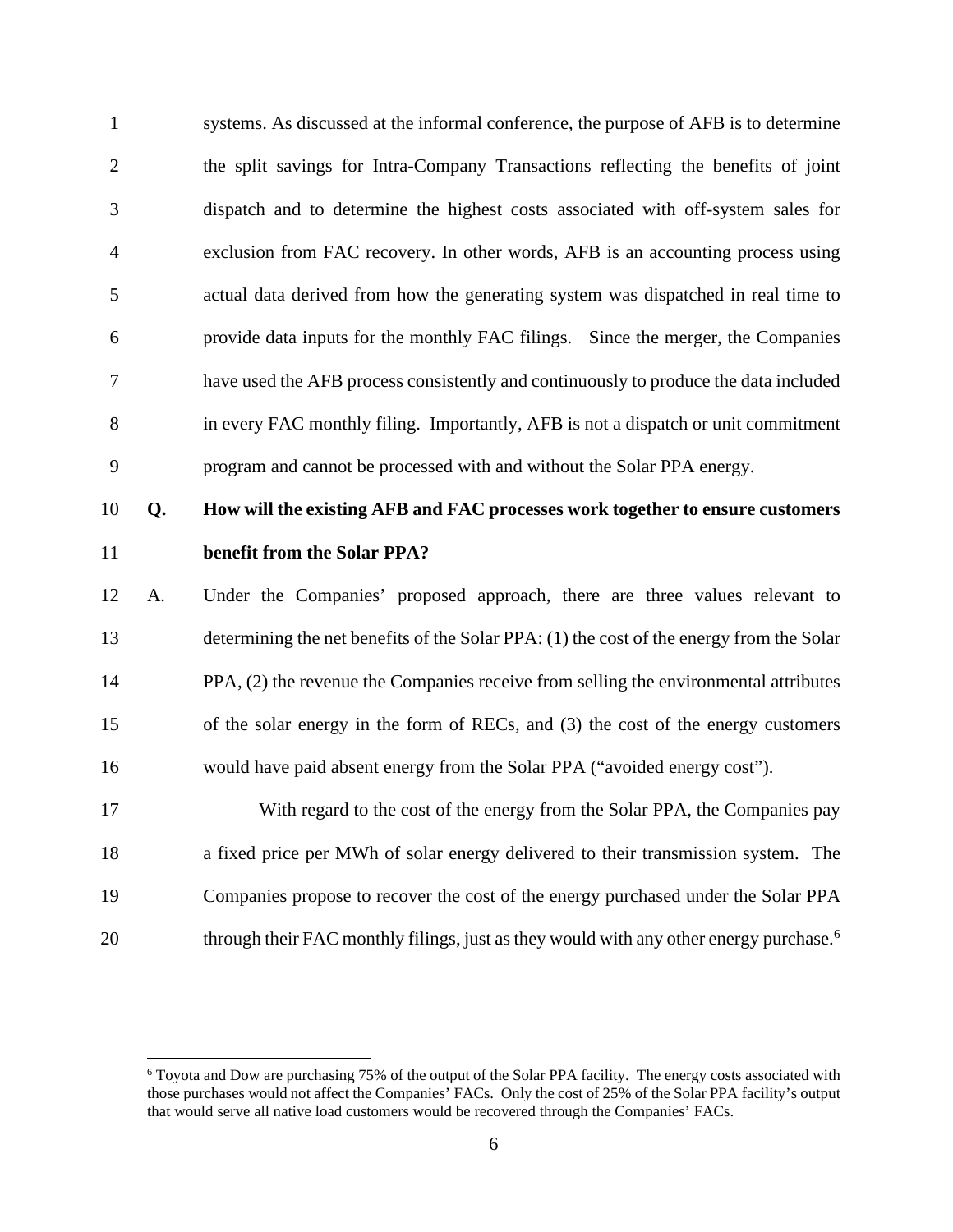systems. As discussed at the informal conference, the purpose of AFB is to determine the split savings for Intra-Company Transactions reflecting the benefits of joint dispatch and to determine the highest costs associated with off-system sales for exclusion from FAC recovery. In other words, AFB is an accounting process using actual data derived from how the generating system was dispatched in real time to provide data inputs for the monthly FAC filings. Since the merger, the Companies have used the AFB process consistently and continuously to produce the data included in every FAC monthly filing. Importantly, AFB is not a dispatch or unit commitment program and cannot be processed with and without the Solar PPA energy.

**Q. How will the existing AFB and FAC processes work together to ensure customers benefit from the Solar PPA?**

A. Under the Companies' proposed approach, there are three values relevant to determining the net benefits of the Solar PPA: (1) the cost of the energy from the Solar PPA, (2) the revenue the Companies receive from selling the environmental attributes of the solar energy in the form of RECs, and (3) the cost of the energy customers would have paid absent energy from the Solar PPA ("avoided energy cost").

With regard to the cost of the energy from the Solar PPA, the Companies pay a fixed price per MWh of solar energy delivered to their transmission system. The Companies propose to recover the cost of the energy purchased under the Solar PPA through their FAC monthly filings, just as they would with any other energy purchase.[6]

[6] Toyota and Dow are purchasing 75% of the output of the Solar PPA facility. The energy costs associated with those purchases would not affect the Companies' FACs. Only the cost of 25% of the Solar PPA facility's output that would serve all native load customers would be recovered through the Companies' FACs.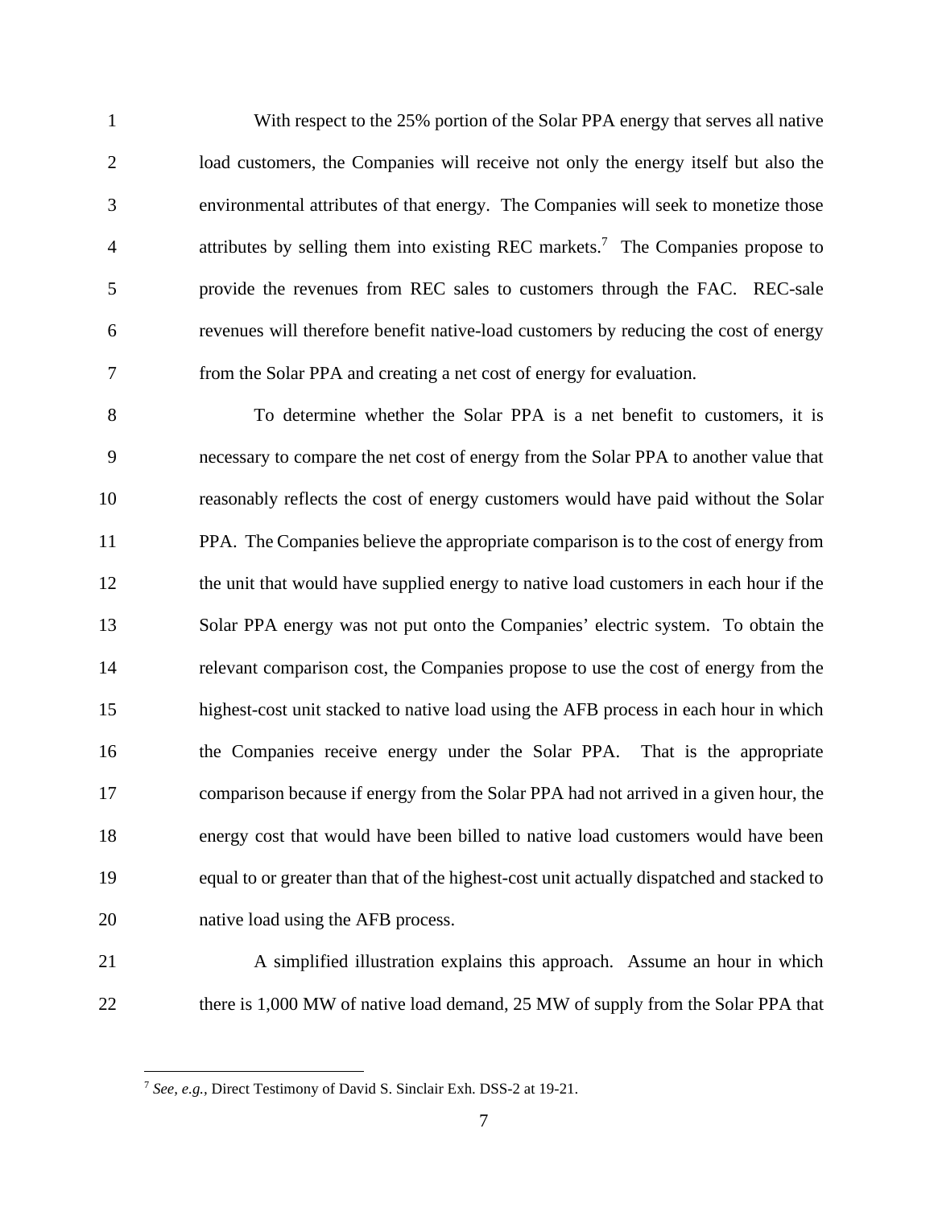With respect to the 25% portion of the Solar PPA energy that serves all native load customers, the Companies will receive not only the energy itself but also the environmental attributes of that energy. The Companies will seek to monetize those attributes by selling them into existing REC markets.[7] The Companies propose to provide the revenues from REC sales to customers through the FAC. REC-sale revenues will therefore benefit native-load customers by reducing the cost of energy from the Solar PPA and creating a net cost of energy for evaluation.

To determine whether the Solar PPA is a net benefit to customers, it is necessary to compare the net cost of energy from the Solar PPA to another value that reasonably reflects the cost of energy customers would have paid without the Solar PPA. The Companies believe the appropriate comparison is to the cost of energy from the unit that would have supplied energy to native load customers in each hour if the Solar PPA energy was not put onto the Companies' electric system. To obtain the relevant comparison cost, the Companies propose to use the cost of energy from the highest-cost unit stacked to native load using the AFB process in each hour in which the Companies receive energy under the Solar PPA. That is the appropriate comparison because if energy from the Solar PPA had not arrived in a given hour, the energy cost that would have been billed to native load customers would have been equal to or greater than that of the highest-cost unit actually dispatched and stacked to native load using the AFB process.

A simplified illustration explains this approach. Assume an hour in which there is 1,000 MW of native load demand, 25 MW of supply from the Solar PPA that

---

[7] *See, e.g.,* Direct Testimony of David S. Sinclair Exh. DSS-2 at 19-21.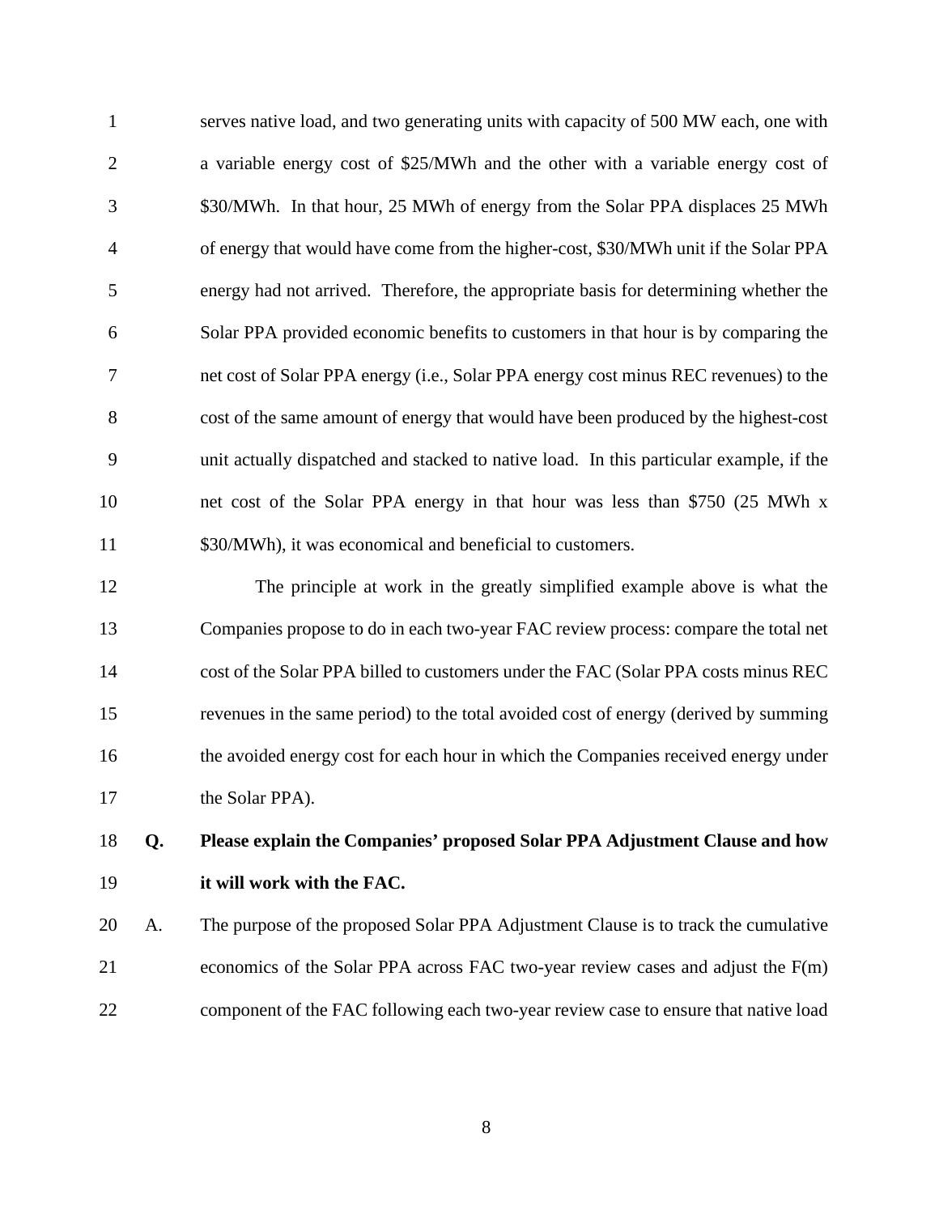serves native load, and two generating units with capacity of 500 MW each, one with a variable energy cost of $25/MWh and the other with a variable energy cost of $30/MWh. In that hour, 25 MWh of energy from the Solar PPA displaces 25 MWh of energy that would have come from the higher-cost, $30/MWh unit if the Solar PPA energy had not arrived. Therefore, the appropriate basis for determining whether the Solar PPA provided economic benefits to customers in that hour is by comparing the net cost of Solar PPA energy (i.e., Solar PPA energy cost minus REC revenues) to the cost of the same amount of energy that would have been produced by the highest-cost unit actually dispatched and stacked to native load. In this particular example, if the net cost of the Solar PPA energy in that hour was less than $750 (25 MWh x $30/MWh), it was economical and beneficial to customers.

The principle at work in the greatly simplified example above is what the Companies propose to do in each two-year FAC review process: compare the total net cost of the Solar PPA billed to customers under the FAC (Solar PPA costs minus REC revenues in the same period) to the total avoided cost of energy (derived by summing the avoided energy cost for each hour in which the Companies received energy under the Solar PPA).

**Q. Please explain the Companies' proposed Solar PPA Adjustment Clause and how it will work with the FAC.**

A. The purpose of the proposed Solar PPA Adjustment Clause is to track the cumulative economics of the Solar PPA across FAC two-year review cases and adjust the F(m) component of the FAC following each two-year review case to ensure that native load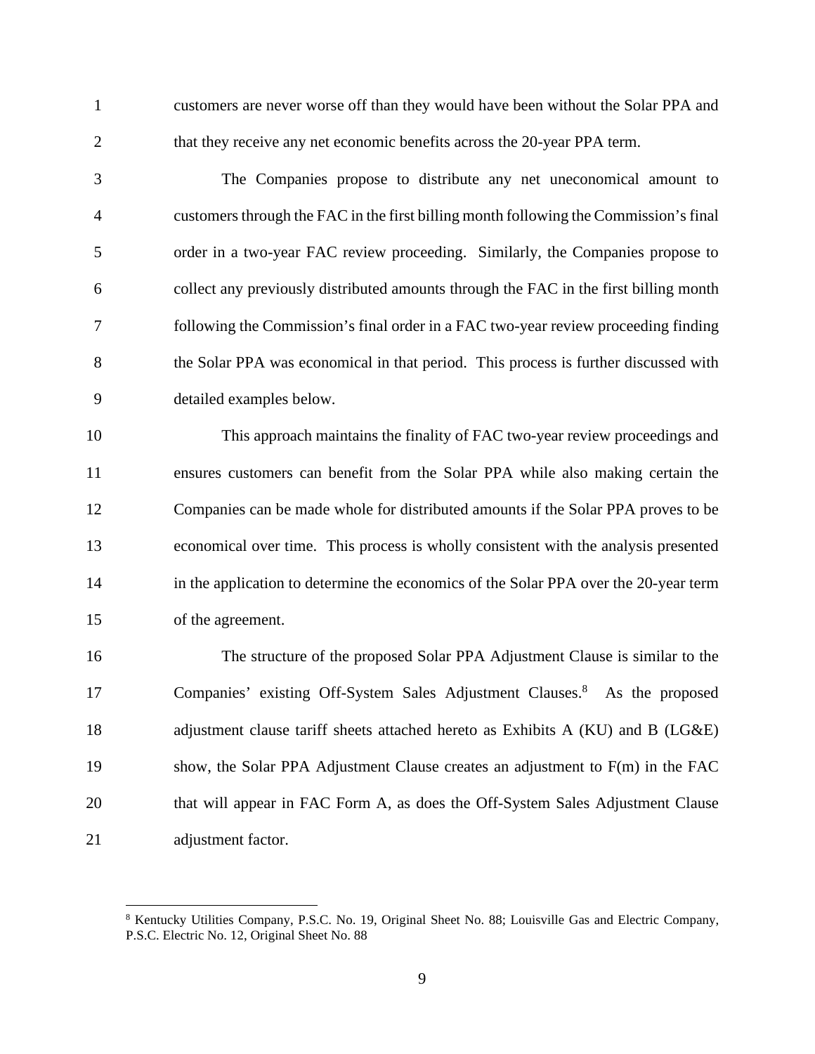customers are never worse off than they would have been without the Solar PPA and that they receive any net economic benefits across the 20-year PPA term.

The Companies propose to distribute any net uneconomical amount to customers through the FAC in the first billing month following the Commission's final order in a two-year FAC review proceeding. Similarly, the Companies propose to collect any previously distributed amounts through the FAC in the first billing month following the Commission's final order in a FAC two-year review proceeding finding the Solar PPA was economical in that period. This process is further discussed with detailed examples below.

This approach maintains the finality of FAC two-year review proceedings and ensures customers can benefit from the Solar PPA while also making certain the Companies can be made whole for distributed amounts if the Solar PPA proves to be economical over time. This process is wholly consistent with the analysis presented in the application to determine the economics of the Solar PPA over the 20-year term of the agreement.

The structure of the proposed Solar PPA Adjustment Clause is similar to the Companies' existing Off-System Sales Adjustment Clauses.[8] As the proposed adjustment clause tariff sheets attached hereto as Exhibits A (KU) and B (LG&E) show, the Solar PPA Adjustment Clause creates an adjustment to F(m) in the FAC that will appear in FAC Form A, as does the Off-System Sales Adjustment Clause adjustment factor.

[8] Kentucky Utilities Company, P.S.C. No. 19, Original Sheet No. 88; Louisville Gas and Electric Company, P.S.C. Electric No. 12, Original Sheet No. 88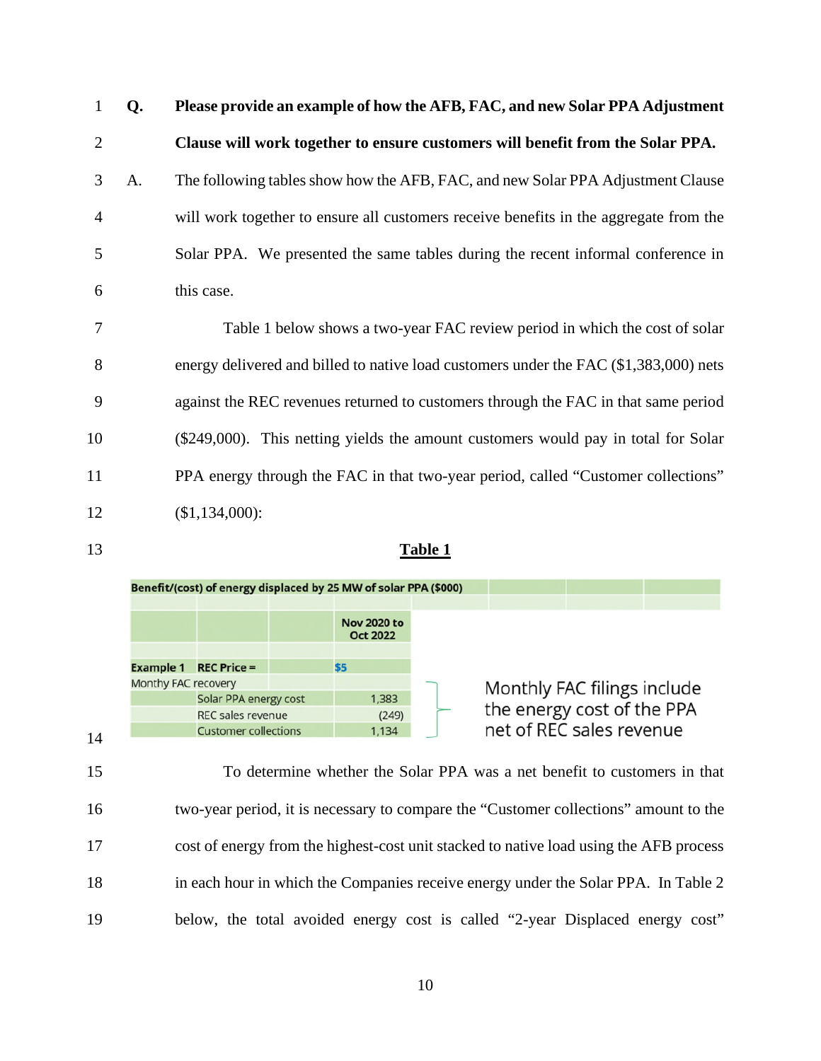**Q. Please provide an example of how the AFB, FAC, and new Solar PPA Adjustment Clause will work together to ensure customers will benefit from the Solar PPA.**

A. The following tables show how the AFB, FAC, and new Solar PPA Adjustment Clause will work together to ensure all customers receive benefits in the aggregate from the Solar PPA. We presented the same tables during the recent informal conference in this case.

Table 1 below shows a two-year FAC review period in which the cost of solar energy delivered and billed to native load customers under the FAC ($1,383,000) nets against the REC revenues returned to customers through the FAC in that same period ($249,000). This netting yields the amount customers would pay in total for Solar PPA energy through the FAC in that two-year period, called "Customer collections" ($1,134,000):

**Table 1**

| Benefit/(cost) of energy displaced by 25 MW of solar PPA ($000) | | | |
|---|---|---|---|
| | | | Nov 2020 to Oct 2022 |
| Example 1 | REC Price = | | $5 |
| Monthy FAC recovery | | | |
| | Solar PPA energy cost | | 1,383 |
| | REC sales revenue | | (249) |
| | Customer collections | | 1,134 |

Monthly FAC filings include the energy cost of the PPA net of REC sales revenue

To determine whether the Solar PPA was a net benefit to customers in that two-year period, it is necessary to compare the "Customer collections" amount to the cost of energy from the highest-cost unit stacked to native load using the AFB process in each hour in which the Companies receive energy under the Solar PPA. In Table 2 below, the total avoided energy cost is called "2-year Displaced energy cost"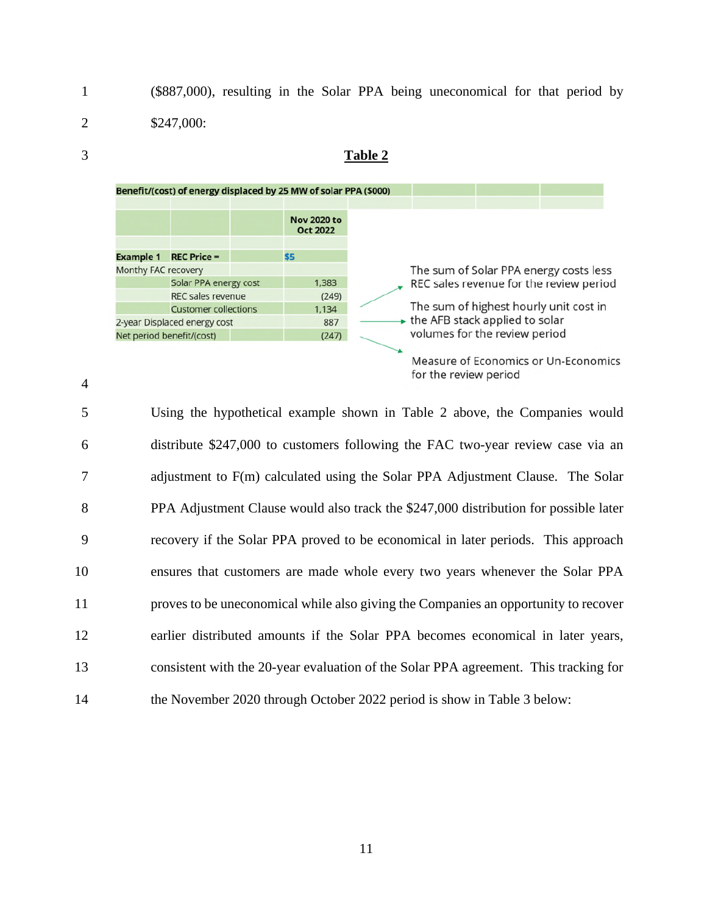($887,000), resulting in the Solar PPA being uneconomical for that period by $247,000:

**Table 2**

| Benefit/(cost) of energy displaced by 25 MW of solar PPA ($000) | | | |
|---|---|---|---|
| | | | Nov 2020 to Oct 2022 |
| **Example 1** | **REC Price =** | | $5 |
| Monthy FAC recovery | | | |
| | Solar PPA energy cost | | 1,383 |
| | REC sales revenue | | (249) |
| | Customer collections | | 1,134 |
| 2-year Displaced energy cost | | | 887 |
| Net period benefit/(cost) | | | (247) |

The sum of Solar PPA energy costs less REC sales revenue for the review period

The sum of highest hourly unit cost in the AFB stack applied to solar volumes for the review period

Measure of Economics or Un-Economics for the review period

Using the hypothetical example shown in Table 2 above, the Companies would distribute $247,000 to customers following the FAC two-year review case via an adjustment to F(m) calculated using the Solar PPA Adjustment Clause. The Solar PPA Adjustment Clause would also track the $247,000 distribution for possible later recovery if the Solar PPA proved to be economical in later periods. This approach ensures that customers are made whole every two years whenever the Solar PPA proves to be uneconomical while also giving the Companies an opportunity to recover earlier distributed amounts if the Solar PPA becomes economical in later years, consistent with the 20-year evaluation of the Solar PPA agreement. This tracking for the November 2020 through October 2022 period is show in Table 3 below: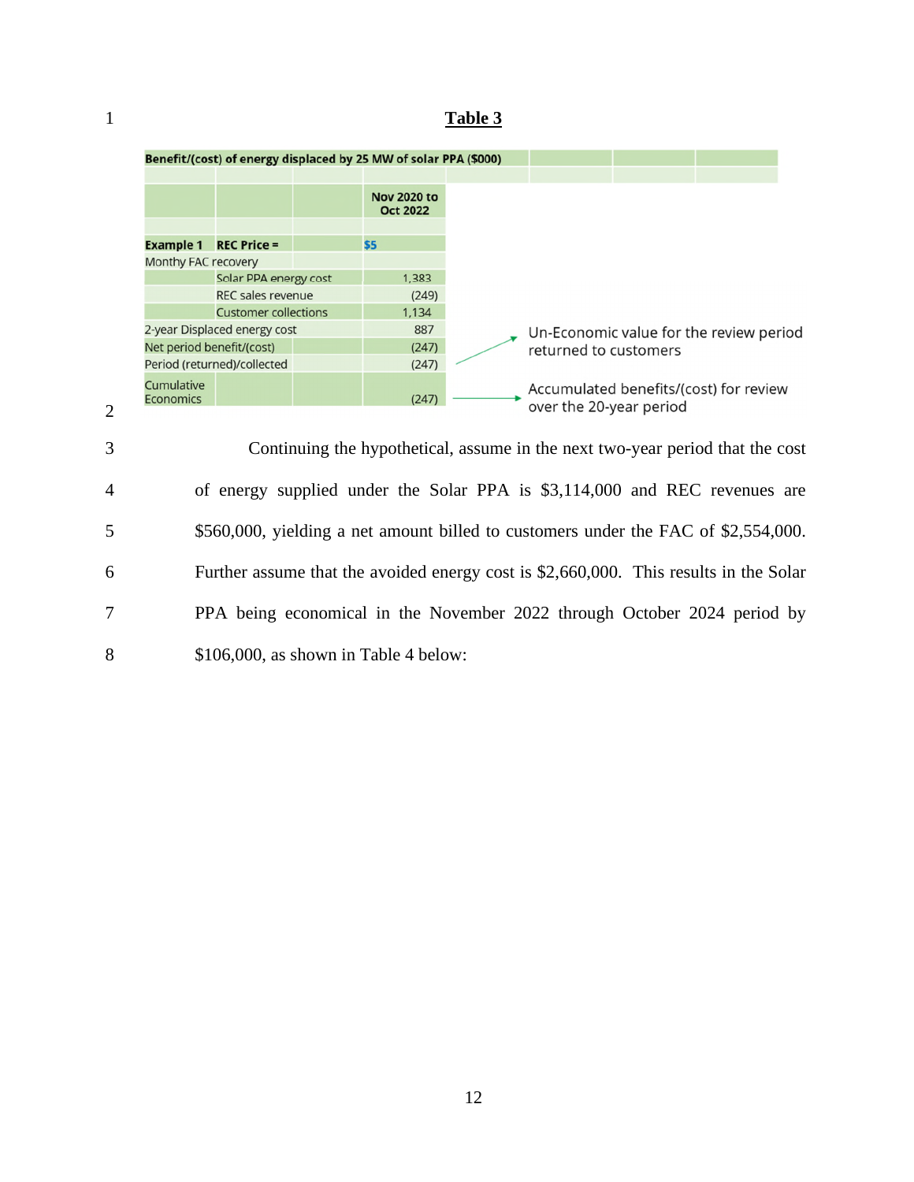**Table 3**

| Benefit/(cost) of energy displaced by 25 MW of solar PPA ($000) | | | |
|---|---|---|---|
| | | | Nov 2020 to Oct 2022 |
| **Example 1** | **REC Price =** | | $5 |
| Monthy FAC recovery | | | |
| | Solar PPA energy cost | | 1,383 |
| | REC sales revenue | | (249) |
| | Customer collections | | 1,134 |
| 2-year Displaced energy cost | | | 887 |
| Net period benefit/(cost) | | | (247) |
| Period (returned)/collected | | | (247) |
| Cumulative Economics | | | (247) |

Un-Economic value for the review period returned to customers

Accumulated benefits/(cost) for review over the 20-year period

Continuing the hypothetical, assume in the next two-year period that the cost of energy supplied under the Solar PPA is $3,114,000 and REC revenues are $560,000, yielding a net amount billed to customers under the FAC of $2,554,000. Further assume that the avoided energy cost is $2,660,000. This results in the Solar PPA being economical in the November 2022 through October 2024 period by $106,000, as shown in Table 4 below: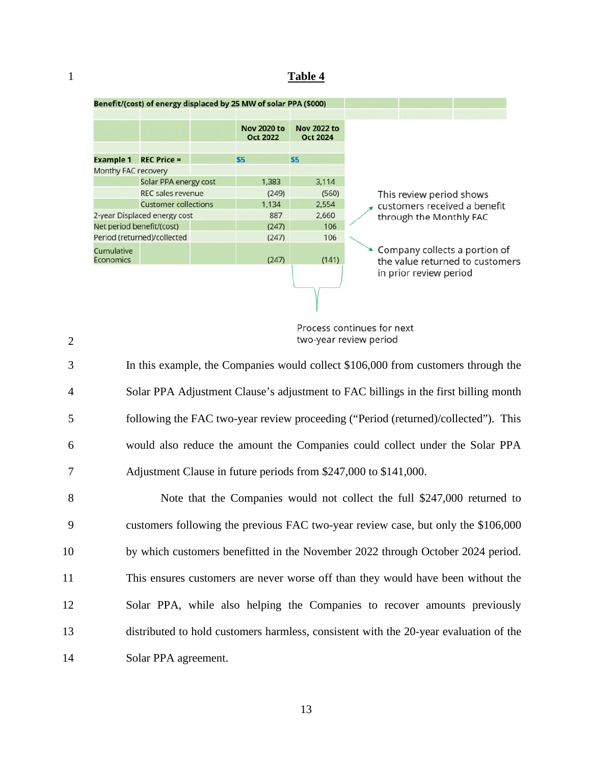**Table 4**

| Benefit/(cost) of energy displaced by 25 MW of solar PPA ($000) | | | | |
|---|---|---|---|---|
| | | | Nov 2020 to Oct 2022 | Nov 2022 to Oct 2024 |
| Example 1 | REC Price = | | $5 | $5 |
| Monthy FAC recovery | | | | |
| | Solar PPA energy cost | | 1,383 | 3,114 |
| | REC sales revenue | | (249) | (560) |
| | Customer collections | | 1,134 | 2,554 |
| 2-year Displaced energy cost | | | 887 | 2,660 |
| Net period benefit/(cost) | | | (247) | 106 |
| Period (returned)/collected | | | (247) | 106 |
| Cumulative Economics | | | (247) | (141) |

This review period shows customers received a benefit through the Monthly FAC

Company collects a portion of the value returned to customers in prior review period

Process continues for next two-year review period

In this example, the Companies would collect $106,000 from customers through the Solar PPA Adjustment Clause's adjustment to FAC billings in the first billing month following the FAC two-year review proceeding ("Period (returned)/collected"). This would also reduce the amount the Companies could collect under the Solar PPA Adjustment Clause in future periods from $247,000 to $141,000.

Note that the Companies would not collect the full $247,000 returned to customers following the previous FAC two-year review case, but only the $106,000 by which customers benefitted in the November 2022 through October 2024 period. This ensures customers are never worse off than they would have been without the Solar PPA, while also helping the Companies to recover amounts previously distributed to hold customers harmless, consistent with the 20-year evaluation of the Solar PPA agreement.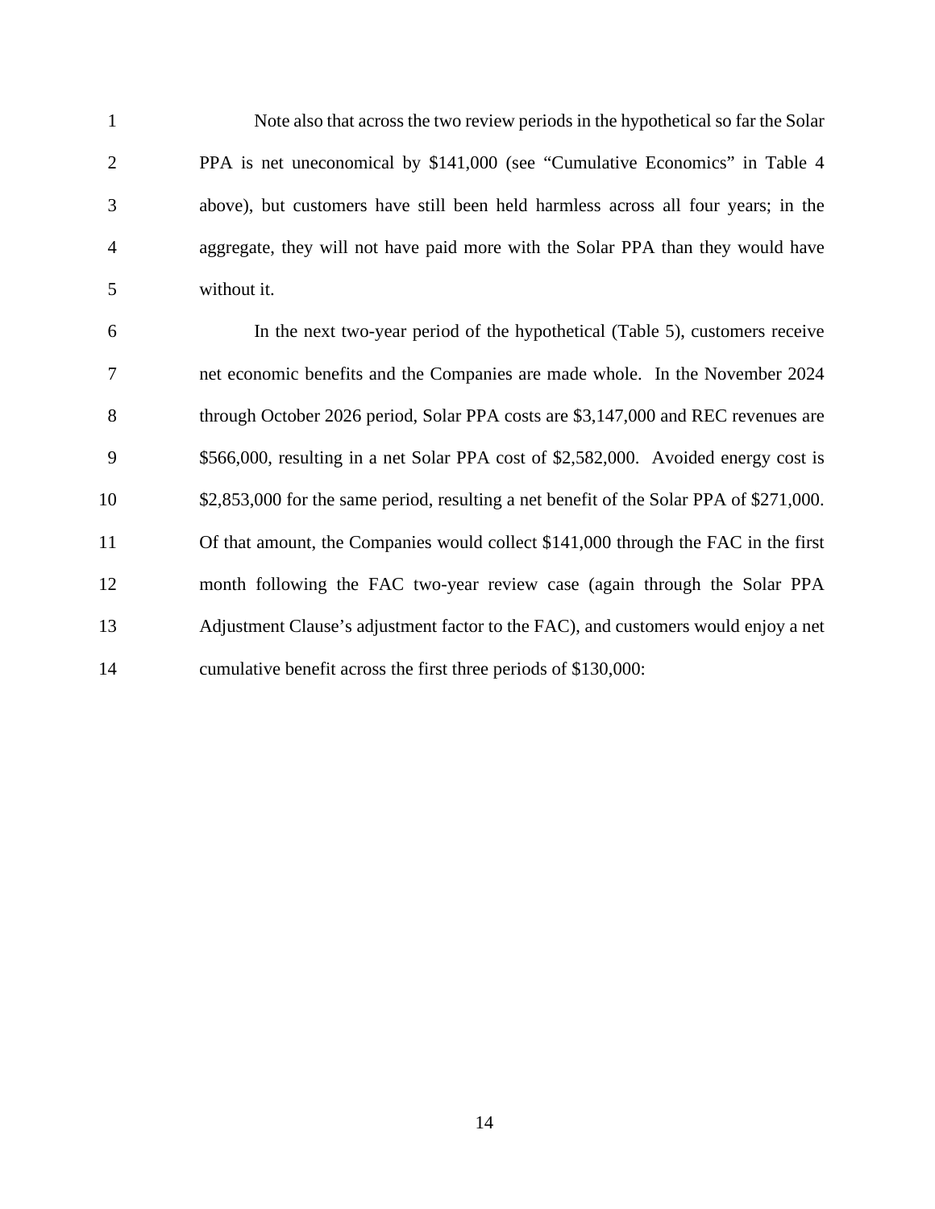Note also that across the two review periods in the hypothetical so far the Solar PPA is net uneconomical by $141,000 (see "Cumulative Economics" in Table 4 above), but customers have still been held harmless across all four years; in the aggregate, they will not have paid more with the Solar PPA than they would have without it.

In the next two-year period of the hypothetical (Table 5), customers receive net economic benefits and the Companies are made whole. In the November 2024 through October 2026 period, Solar PPA costs are $3,147,000 and REC revenues are $566,000, resulting in a net Solar PPA cost of $2,582,000. Avoided energy cost is $2,853,000 for the same period, resulting a net benefit of the Solar PPA of $271,000. Of that amount, the Companies would collect $141,000 through the FAC in the first month following the FAC two-year review case (again through the Solar PPA Adjustment Clause's adjustment factor to the FAC), and customers would enjoy a net cumulative benefit across the first three periods of $130,000: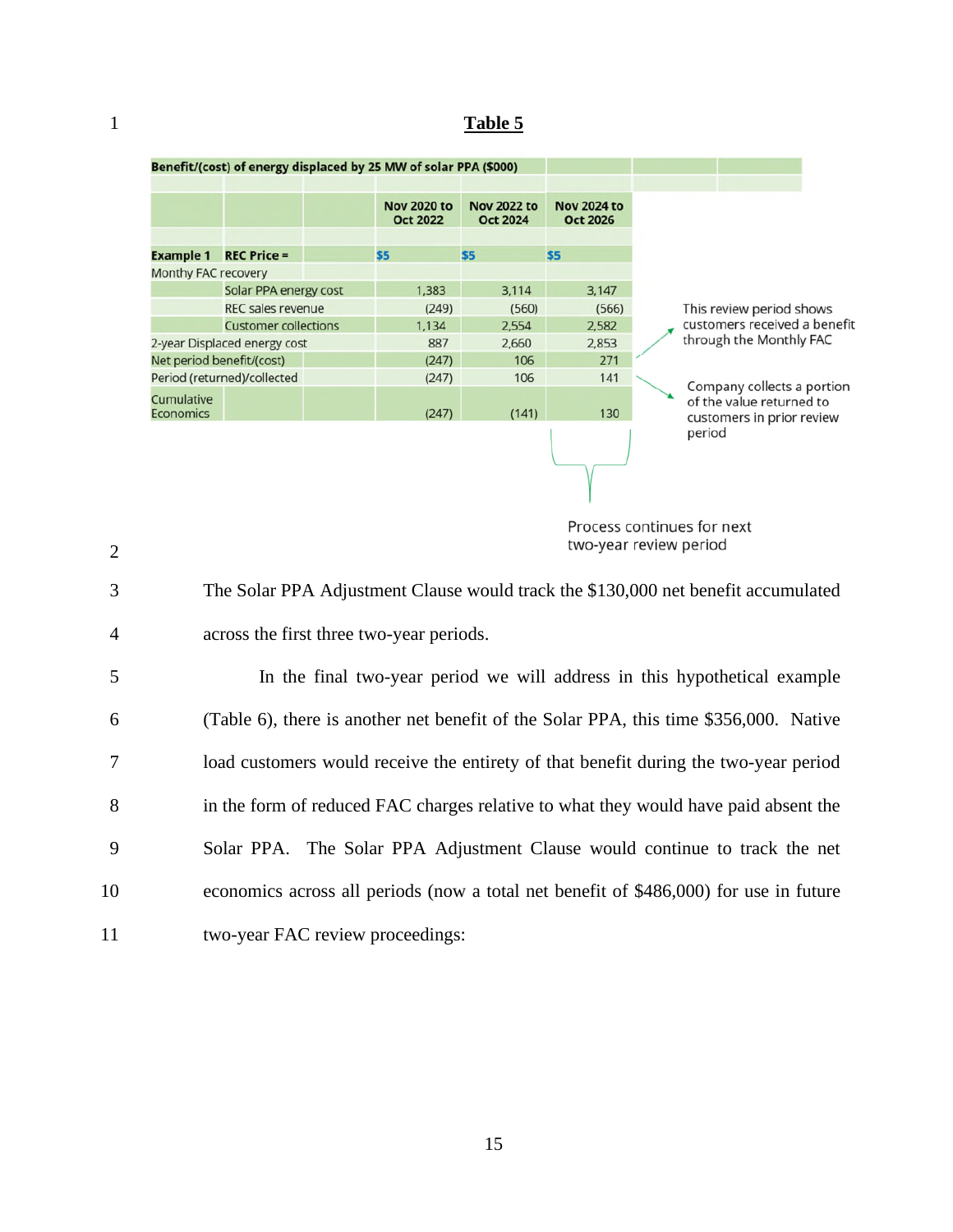**Table 5**

| Benefit/(cost) of energy displaced by 25 MW of solar PPA ($000) | | | | | |
|---|---|---|---|---|---|
| | | | Nov 2020 to Oct 2022 | Nov 2022 to Oct 2024 | Nov 2024 to Oct 2026 |
| **Example 1** | **REC Price =** | | $5 | $5 | $5 |
| Monthy FAC recovery | | | | | |
| | Solar PPA energy cost | | 1,383 | 3,114 | 3,147 |
| | REC sales revenue | | (249) | (560) | (566) |
| | Customer collections | | 1,134 | 2,554 | 2,582 |
| 2-year Displaced energy cost | | | 887 | 2,660 | 2,853 |
| Net period benefit/(cost) | | | (247) | 106 | 271 |
| Period (returned)/collected | | | (247) | 106 | 141 |
| Cumulative Economics | | | (247) | (141) | 130 |

This review period shows customers received a benefit through the Monthly FAC

Company collects a portion of the value returned to customers in prior review period

Process continues for next two-year review period

The Solar PPA Adjustment Clause would track the $130,000 net benefit accumulated across the first three two-year periods.

In the final two-year period we will address in this hypothetical example (Table 6), there is another net benefit of the Solar PPA, this time $356,000. Native load customers would receive the entirety of that benefit during the two-year period in the form of reduced FAC charges relative to what they would have paid absent the Solar PPA. The Solar PPA Adjustment Clause would continue to track the net economics across all periods (now a total net benefit of $486,000) for use in future two-year FAC review proceedings: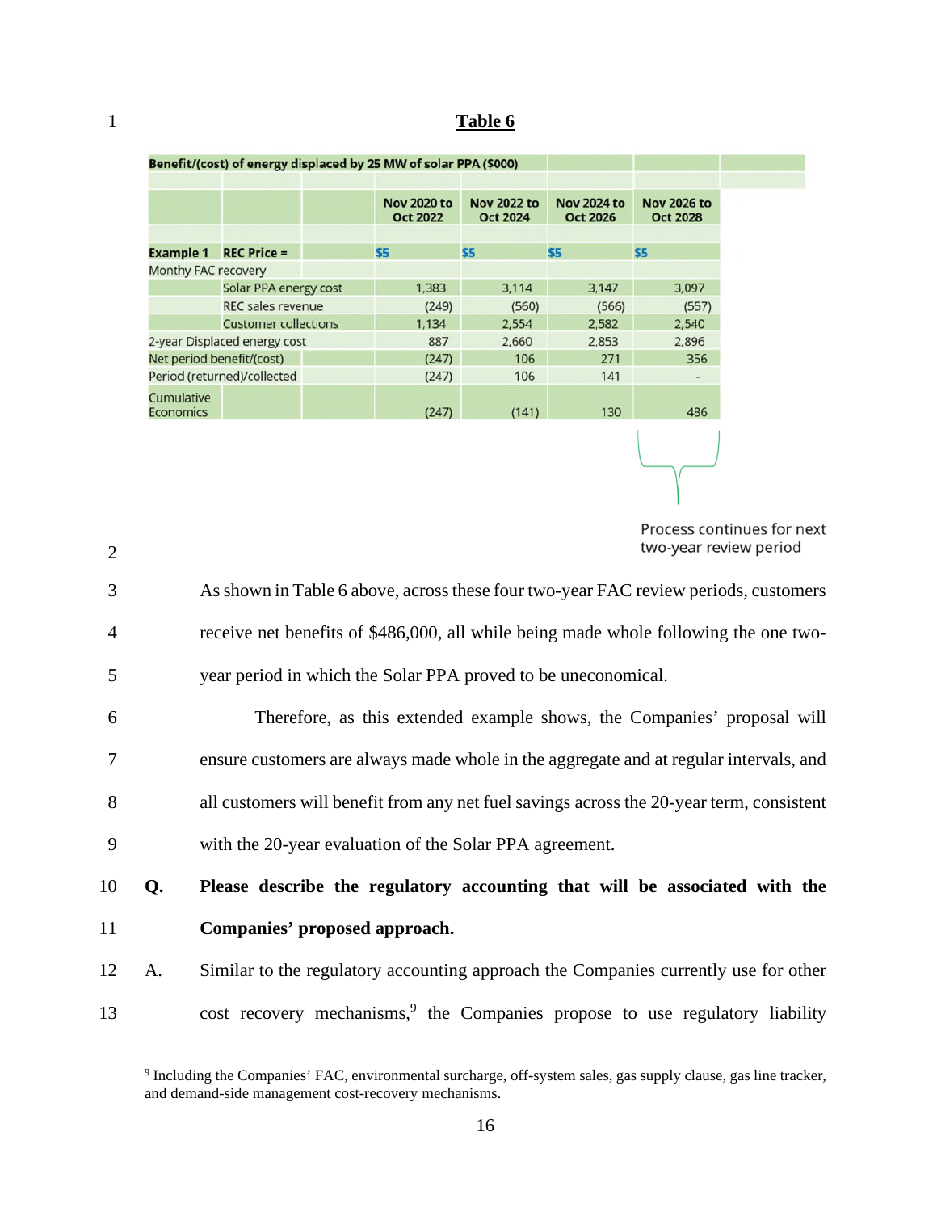**Table 6**

| Benefit/(cost) of energy displaced by 25 MW of solar PPA ($000) | | | | | | |
|---|---|---|---|---|---|---|
| | | | Nov 2020 to Oct 2022 | Nov 2022 to Oct 2024 | Nov 2024 to Oct 2026 | Nov 2026 to Oct 2028 |
| **Example 1** | **REC Price =** | | $5 | $5 | $5 | $5 |
| Monthy FAC recovery | | | | | | |
| | Solar PPA energy cost | | 1,383 | 3,114 | 3,147 | 3,097 |
| | REC sales revenue | | (249) | (560) | (566) | (557) |
| | Customer collections | | 1,134 | 2,554 | 2,582 | 2,540 |
| 2-year Displaced energy cost | | | 887 | 2,660 | 2,853 | 2,896 |
| Net period benefit/(cost) | | | (247) | 106 | 271 | 356 |
| Period (returned)/collected | | | (247) | 106 | 141 | - |
| Cumulative Economics | | | (247) | (141) | 130 | 486 |

Process continues for next two-year review period

As shown in Table 6 above, across these four two-year FAC review periods, customers receive net benefits of $486,000, all while being made whole following the one two-year period in which the Solar PPA proved to be uneconomical.

Therefore, as this extended example shows, the Companies' proposal will ensure customers are always made whole in the aggregate and at regular intervals, and all customers will benefit from any net fuel savings across the 20-year term, consistent with the 20-year evaluation of the Solar PPA agreement.

**Q. Please describe the regulatory accounting that will be associated with the Companies' proposed approach.**

A. Similar to the regulatory accounting approach the Companies currently use for other cost recovery mechanisms,[9] the Companies propose to use regulatory liability

[9] Including the Companies' FAC, environmental surcharge, off-system sales, gas supply clause, gas line tracker, and demand-side management cost-recovery mechanisms.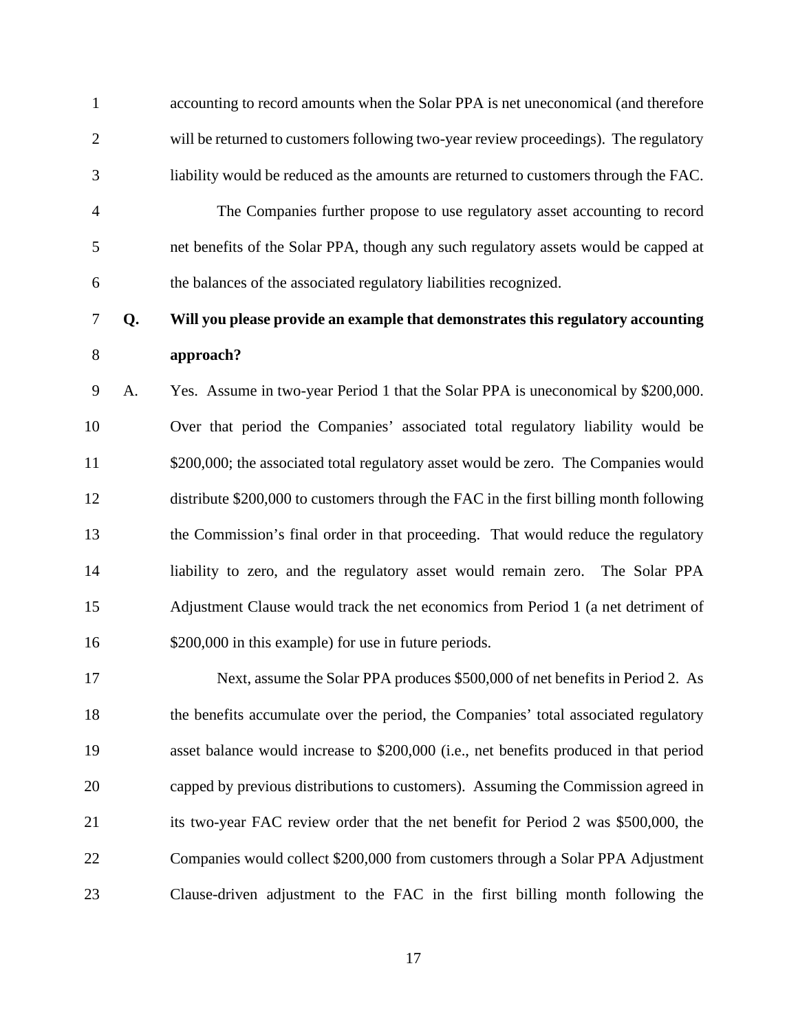accounting to record amounts when the Solar PPA is net uneconomical (and therefore will be returned to customers following two-year review proceedings). The regulatory liability would be reduced as the amounts are returned to customers through the FAC.

The Companies further propose to use regulatory asset accounting to record net benefits of the Solar PPA, though any such regulatory assets would be capped at the balances of the associated regulatory liabilities recognized.

**Q. Will you please provide an example that demonstrates this regulatory accounting approach?**

A. Yes. Assume in two-year Period 1 that the Solar PPA is uneconomical by $200,000. Over that period the Companies' associated total regulatory liability would be $200,000; the associated total regulatory asset would be zero. The Companies would distribute $200,000 to customers through the FAC in the first billing month following the Commission's final order in that proceeding. That would reduce the regulatory liability to zero, and the regulatory asset would remain zero. The Solar PPA Adjustment Clause would track the net economics from Period 1 (a net detriment of $200,000 in this example) for use in future periods.

Next, assume the Solar PPA produces $500,000 of net benefits in Period 2. As the benefits accumulate over the period, the Companies' total associated regulatory asset balance would increase to $200,000 (i.e., net benefits produced in that period capped by previous distributions to customers). Assuming the Commission agreed in its two-year FAC review order that the net benefit for Period 2 was $500,000, the Companies would collect $200,000 from customers through a Solar PPA Adjustment Clause-driven adjustment to the FAC in the first billing month following the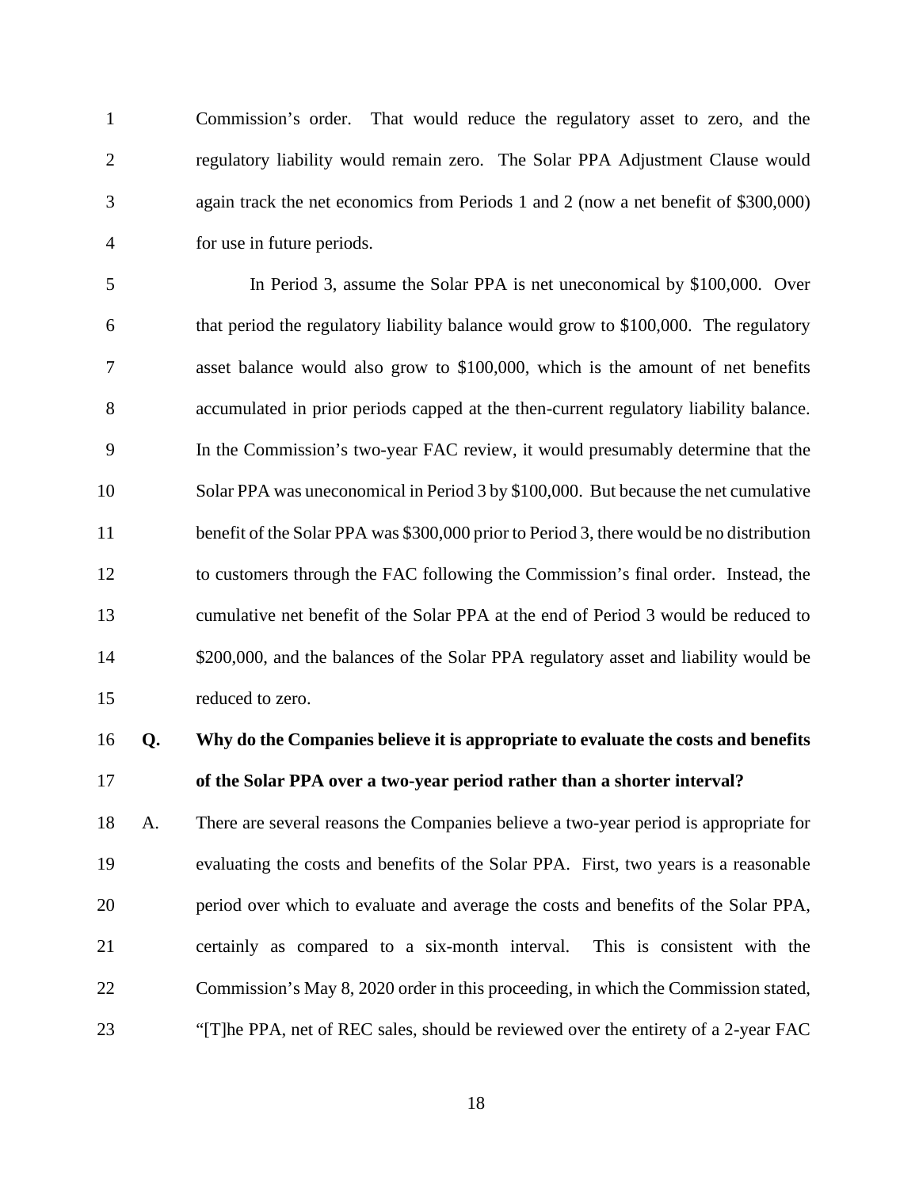Commission's order. That would reduce the regulatory asset to zero, and the regulatory liability would remain zero. The Solar PPA Adjustment Clause would again track the net economics from Periods 1 and 2 (now a net benefit of $300,000) for use in future periods.

In Period 3, assume the Solar PPA is net uneconomical by $100,000. Over that period the regulatory liability balance would grow to $100,000. The regulatory asset balance would also grow to $100,000, which is the amount of net benefits accumulated in prior periods capped at the then-current regulatory liability balance. In the Commission's two-year FAC review, it would presumably determine that the Solar PPA was uneconomical in Period 3 by $100,000. But because the net cumulative benefit of the Solar PPA was $300,000 prior to Period 3, there would be no distribution to customers through the FAC following the Commission's final order. Instead, the cumulative net benefit of the Solar PPA at the end of Period 3 would be reduced to $200,000, and the balances of the Solar PPA regulatory asset and liability would be reduced to zero.

**Q. Why do the Companies believe it is appropriate to evaluate the costs and benefits of the Solar PPA over a two-year period rather than a shorter interval?**

A. There are several reasons the Companies believe a two-year period is appropriate for evaluating the costs and benefits of the Solar PPA. First, two years is a reasonable period over which to evaluate and average the costs and benefits of the Solar PPA, certainly as compared to a six-month interval. This is consistent with the Commission's May 8, 2020 order in this proceeding, in which the Commission stated, "[T]he PPA, net of REC sales, should be reviewed over the entirety of a 2-year FAC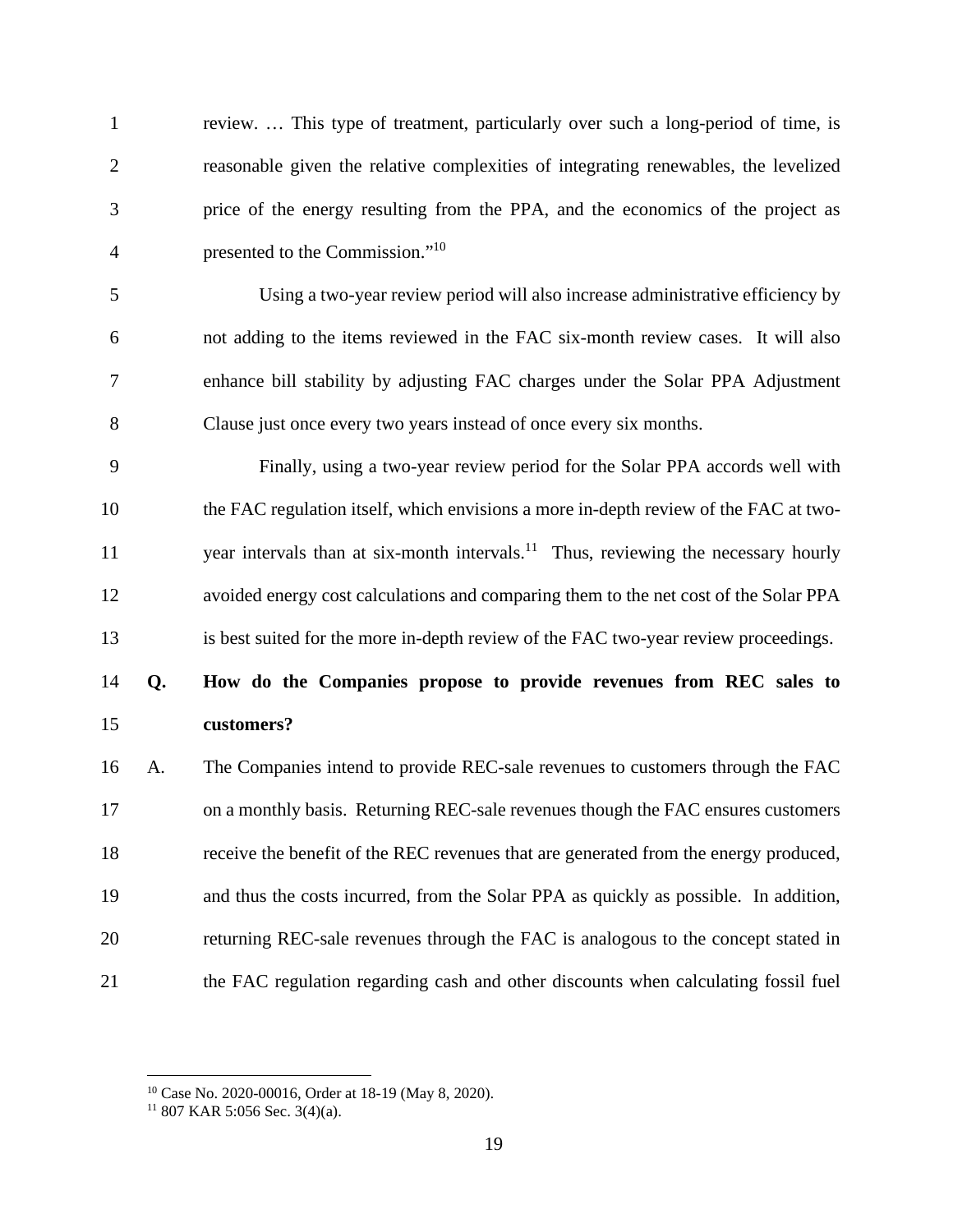review. … This type of treatment, particularly over such a long-period of time, is reasonable given the relative complexities of integrating renewables, the levelized price of the energy resulting from the PPA, and the economics of the project as presented to the Commission."[10]

Using a two-year review period will also increase administrative efficiency by not adding to the items reviewed in the FAC six-month review cases. It will also enhance bill stability by adjusting FAC charges under the Solar PPA Adjustment Clause just once every two years instead of once every six months.

Finally, using a two-year review period for the Solar PPA accords well with the FAC regulation itself, which envisions a more in-depth review of the FAC at two-year intervals than at six-month intervals.[11] Thus, reviewing the necessary hourly avoided energy cost calculations and comparing them to the net cost of the Solar PPA is best suited for the more in-depth review of the FAC two-year review proceedings.

**Q. How do the Companies propose to provide revenues from REC sales to customers?**

A. The Companies intend to provide REC-sale revenues to customers through the FAC on a monthly basis. Returning REC-sale revenues though the FAC ensures customers receive the benefit of the REC revenues that are generated from the energy produced, and thus the costs incurred, from the Solar PPA as quickly as possible. In addition, returning REC-sale revenues through the FAC is analogous to the concept stated in the FAC regulation regarding cash and other discounts when calculating fossil fuel

---

[10] Case No. 2020-00016, Order at 18-19 (May 8, 2020).

[11] 807 KAR 5:056 Sec. 3(4)(a).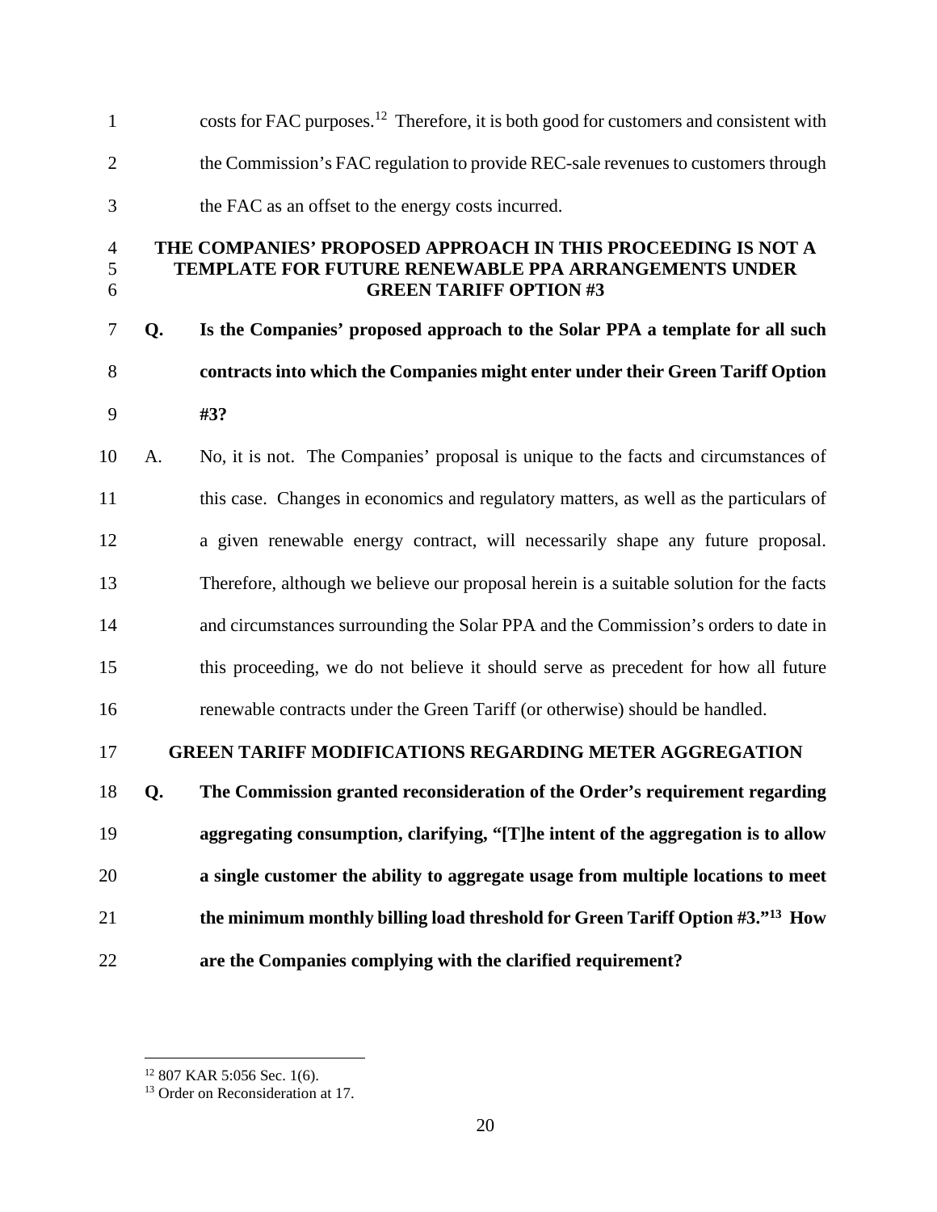costs for FAC purposes.[12] Therefore, it is both good for customers and consistent with the Commission's FAC regulation to provide REC-sale revenues to customers through the FAC as an offset to the energy costs incurred.

## THE COMPANIES' PROPOSED APPROACH IN THIS PROCEEDING IS NOT A TEMPLATE FOR FUTURE RENEWABLE PPA ARRANGEMENTS UNDER GREEN TARIFF OPTION #3

**Q. Is the Companies' proposed approach to the Solar PPA a template for all such contracts into which the Companies might enter under their Green Tariff Option #3?**

A. No, it is not. The Companies' proposal is unique to the facts and circumstances of this case. Changes in economics and regulatory matters, as well as the particulars of a given renewable energy contract, will necessarily shape any future proposal. Therefore, although we believe our proposal herein is a suitable solution for the facts and circumstances surrounding the Solar PPA and the Commission's orders to date in this proceeding, we do not believe it should serve as precedent for how all future renewable contracts under the Green Tariff (or otherwise) should be handled.

## GREEN TARIFF MODIFICATIONS REGARDING METER AGGREGATION

**Q. The Commission granted reconsideration of the Order's requirement regarding aggregating consumption, clarifying, "[T]he intent of the aggregation is to allow a single customer the ability to aggregate usage from multiple locations to meet the minimum monthly billing load threshold for Green Tariff Option #3."[13] How are the Companies complying with the clarified requirement?**

---

[12] 807 KAR 5:056 Sec. 1(6).

[13] Order on Reconsideration at 17.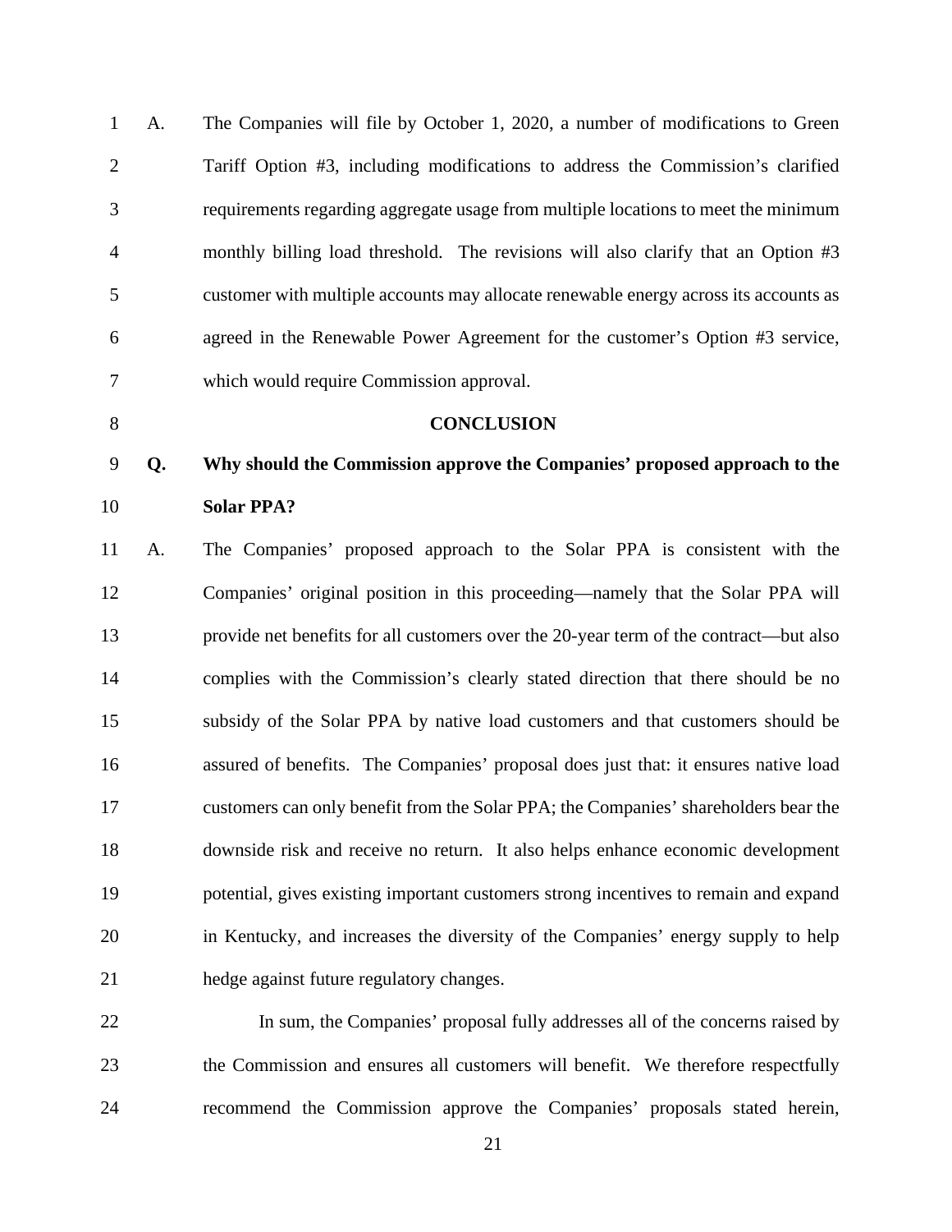A. The Companies will file by October 1, 2020, a number of modifications to Green Tariff Option #3, including modifications to address the Commission's clarified requirements regarding aggregate usage from multiple locations to meet the minimum monthly billing load threshold. The revisions will also clarify that an Option #3 customer with multiple accounts may allocate renewable energy across its accounts as agreed in the Renewable Power Agreement for the customer's Option #3 service, which would require Commission approval.

## CONCLUSION

**Q. Why should the Commission approve the Companies' proposed approach to the Solar PPA?**

A. The Companies' proposed approach to the Solar PPA is consistent with the Companies' original position in this proceeding—namely that the Solar PPA will provide net benefits for all customers over the 20-year term of the contract—but also complies with the Commission's clearly stated direction that there should be no subsidy of the Solar PPA by native load customers and that customers should be assured of benefits. The Companies' proposal does just that: it ensures native load customers can only benefit from the Solar PPA; the Companies' shareholders bear the downside risk and receive no return. It also helps enhance economic development potential, gives existing important customers strong incentives to remain and expand in Kentucky, and increases the diversity of the Companies' energy supply to help hedge against future regulatory changes.

In sum, the Companies' proposal fully addresses all of the concerns raised by the Commission and ensures all customers will benefit. We therefore respectfully recommend the Commission approve the Companies' proposals stated herein,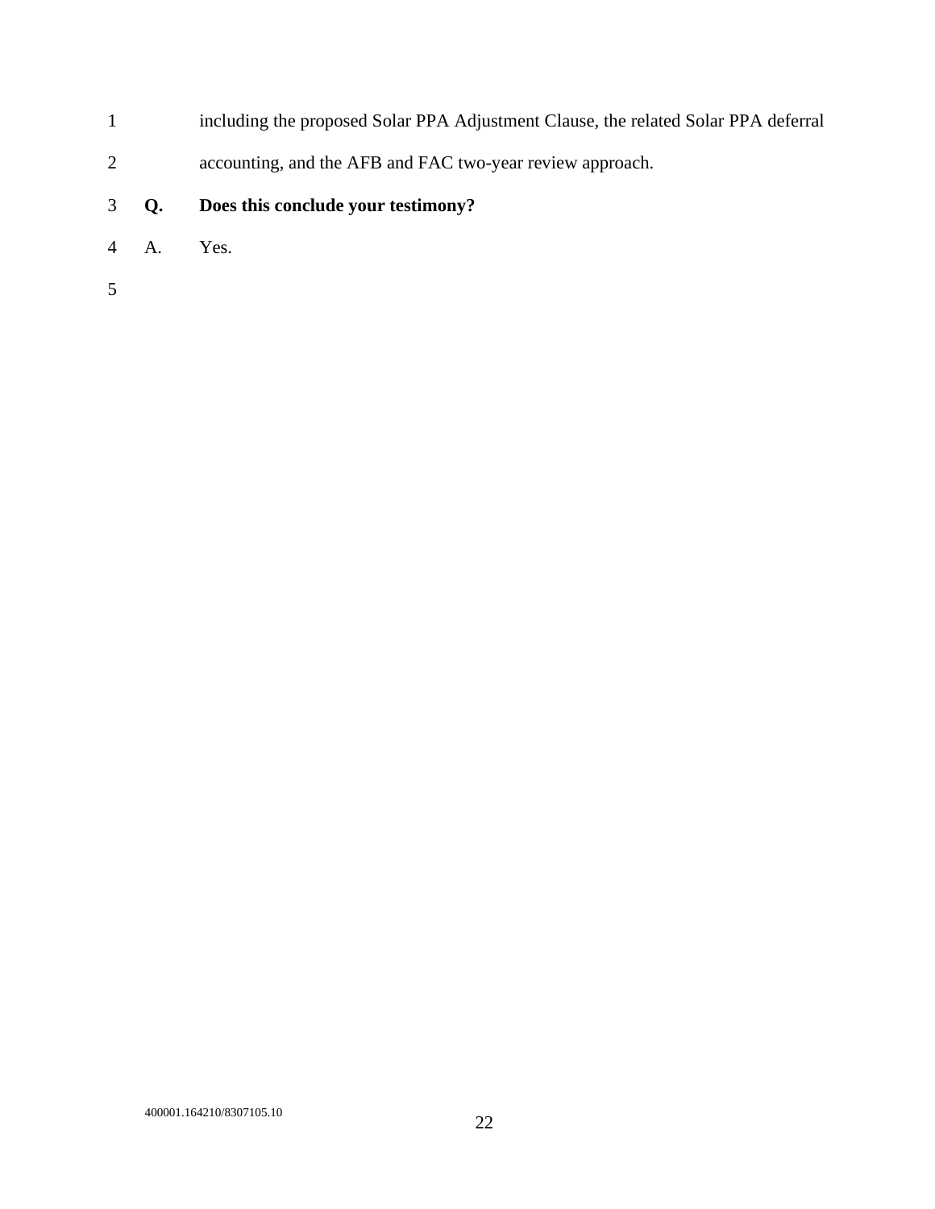including the proposed Solar PPA Adjustment Clause, the related Solar PPA deferral accounting, and the AFB and FAC two-year review approach.

**Q. Does this conclude your testimony?**

A. Yes.

400001.164210/8307105.10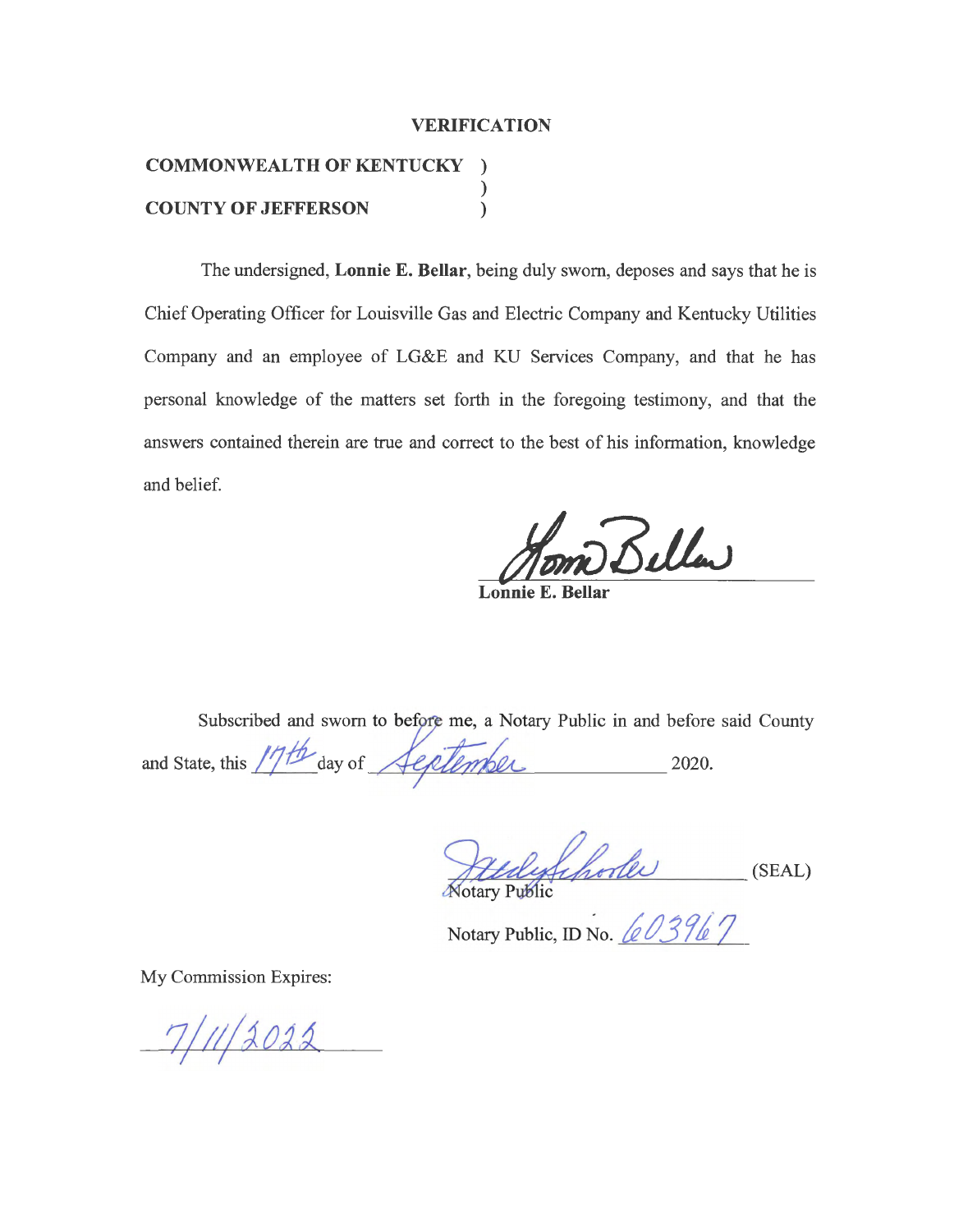## VERIFICATION

**COMMONWEALTH OF KENTUCKY** )
)
**COUNTY OF JEFFERSON** )

The undersigned, **Lonnie E. Bellar**, being duly sworn, deposes and says that he is Chief Operating Officer for Louisville Gas and Electric Company and Kentucky Utilities Company and an employee of LG&E and KU Services Company, and that he has personal knowledge of the matters set forth in the foregoing testimony, and that the answers contained therein are true and correct to the best of his information, knowledge and belief.

Lonnie Bellar
**Lonnie E. Bellar**

Subscribed and sworn to before me, a Notary Public in and before said County and State, this 17th day of September 2020.

_______________ (SEAL)
Notary Public

Notary Public, ID No. 603967

My Commission Expires:

7/11/2022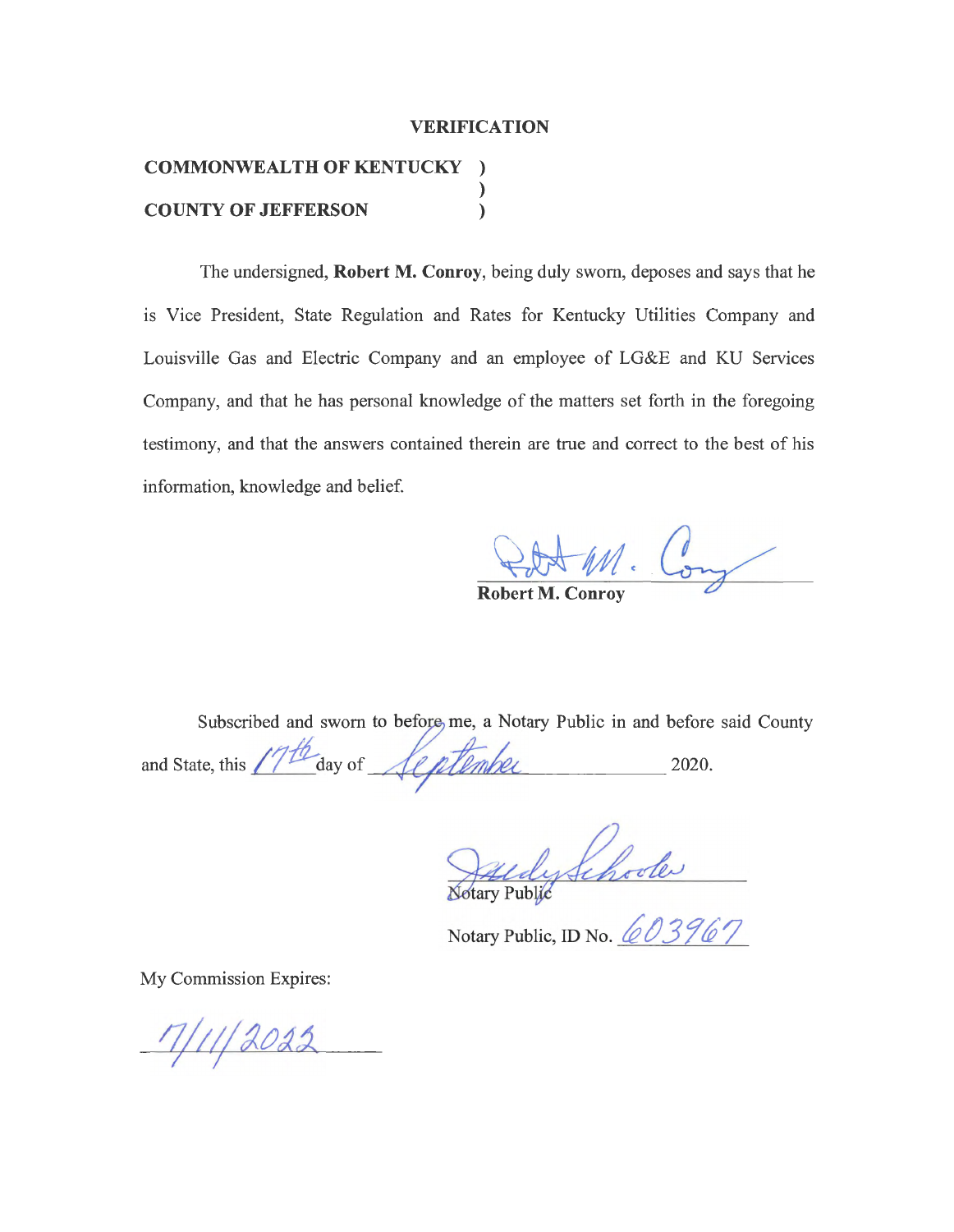# VERIFICATION

**COMMONWEALTH OF KENTUCKY )**
**)**
**COUNTY OF JEFFERSON )**

The undersigned, **Robert M. Conroy**, being duly sworn, deposes and says that he is Vice President, State Regulation and Rates for Kentucky Utilities Company and Louisville Gas and Electric Company and an employee of LG&E and KU Services Company, and that he has personal knowledge of the matters set forth in the foregoing testimony, and that the answers contained therein are true and correct to the best of his information, knowledge and belief.

Robert M. Conroy
**Robert M. Conroy**

Subscribed and sworn to before me, a Notary Public in and before said County and State, this 17th day of September 2020.

Judy Schooler
Notary Public

Notary Public, ID No. 603967

My Commission Expires:

7/11/2022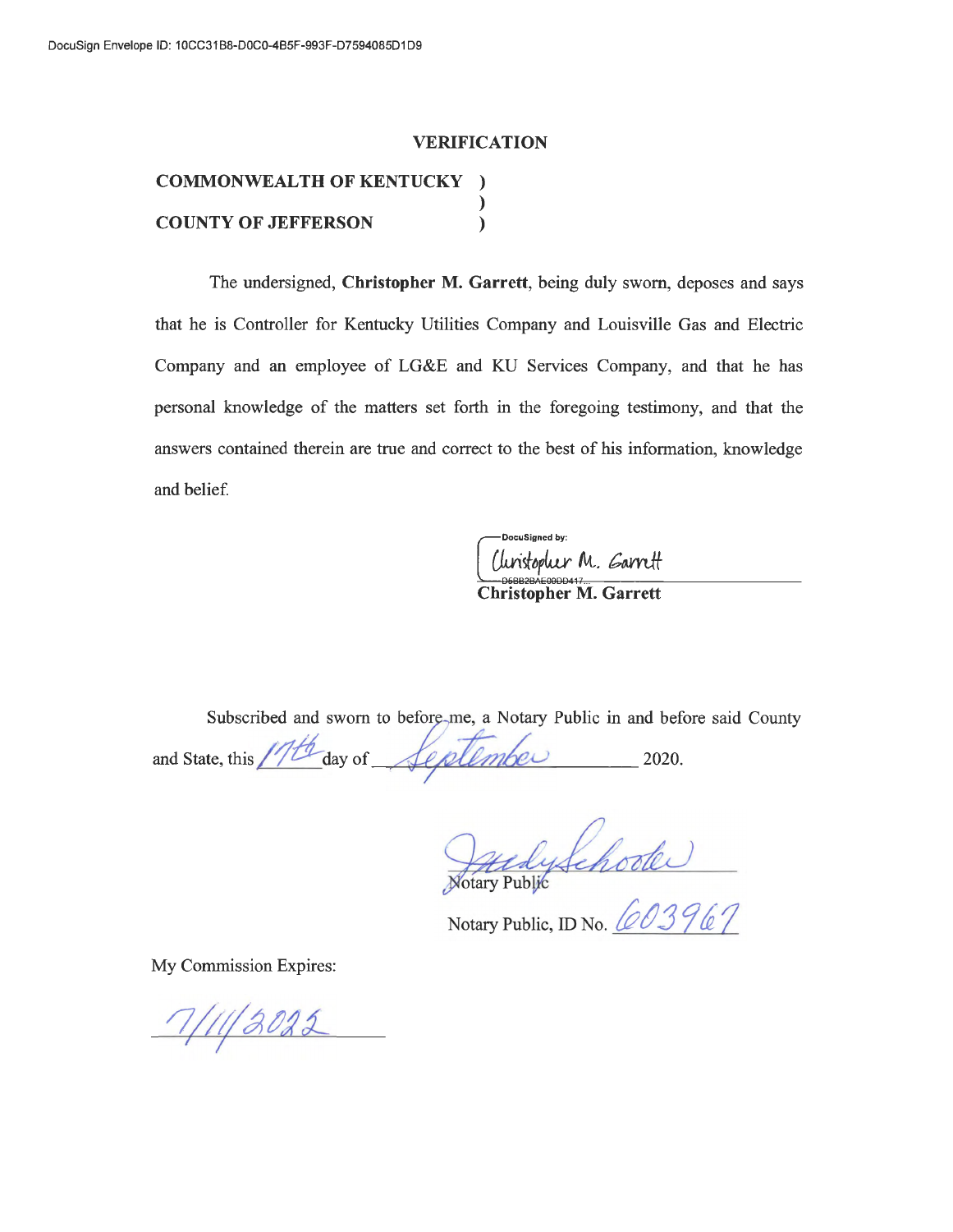DocuSign Envelope ID: 10CC31B8-D0C0-4B5F-993F-D7594085D1D9

**VERIFICATION**

**COMMONWEALTH OF KENTUCKY )**
**)**
**COUNTY OF JEFFERSON )**

The undersigned, **Christopher M. Garrett**, being duly sworn, deposes and says that he is Controller for Kentucky Utilities Company and Louisville Gas and Electric Company and an employee of LG&E and KU Services Company, and that he has personal knowledge of the matters set forth in the foregoing testimony, and that the answers contained therein are true and correct to the best of his information, knowledge and belief.

DocuSigned by:
Christopher M. Garrett
D6BB2BAE00DD417...
**Christopher M. Garrett**

Subscribed and sworn to before me, a Notary Public in and before said County and State, this 17th day of September 2020.

Judy Schooler
Notary Public

Notary Public, ID No. 603967

My Commission Expires:

7/11/2022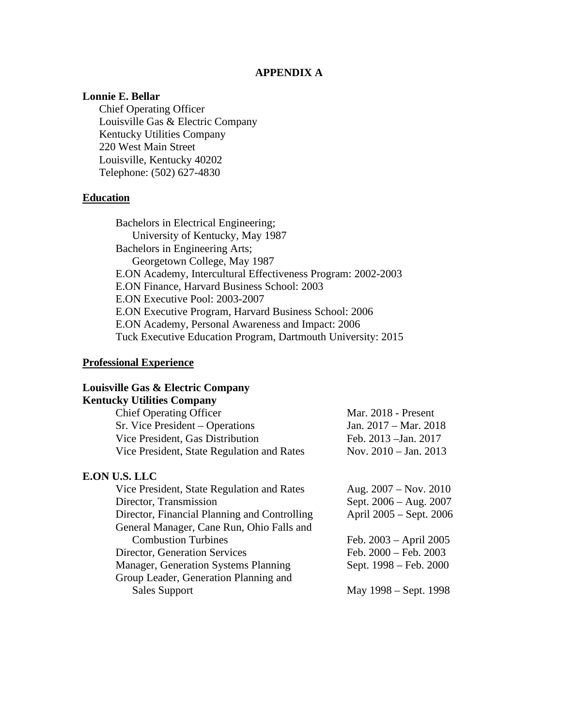# APPENDIX A

**Lonnie E. Bellar**
Chief Operating Officer
Louisville Gas & Electric Company
Kentucky Utilities Company
220 West Main Street
Louisville, Kentucky 40202
Telephone: (502) 627-4830

## Education

Bachelors in Electrical Engineering;
University of Kentucky, May 1987
Bachelors in Engineering Arts;
Georgetown College, May 1987
E.ON Academy, Intercultural Effectiveness Program: 2002-2003
E.ON Finance, Harvard Business School: 2003
E.ON Executive Pool: 2003-2007
E.ON Executive Program, Harvard Business School: 2006
E.ON Academy, Personal Awareness and Impact: 2006
Tuck Executive Education Program, Dartmouth University: 2015

## Professional Experience

**Louisville Gas & Electric Company**
**Kentucky Utilities Company**

| | |
|---|---|
| Chief Operating Officer | Mar. 2018 - Present |
| Sr. Vice President – Operations | Jan. 2017 – Mar. 2018 |
| Vice President, Gas Distribution | Feb. 2013 –Jan. 2017 |
| Vice President, State Regulation and Rates | Nov. 2010 – Jan. 2013 |

**E.ON U.S. LLC**

| | |
|---|---|
| Vice President, State Regulation and Rates | Aug. 2007 – Nov. 2010 |
| Director, Transmission | Sept. 2006 – Aug. 2007 |
| Director, Financial Planning and Controlling | April 2005 – Sept. 2006 |
| General Manager, Cane Run, Ohio Falls and Combustion Turbines | Feb. 2003 – April 2005 |
| Director, Generation Services | Feb. 2000 – Feb. 2003 |
| Manager, Generation Systems Planning | Sept. 1998 – Feb. 2000 |
| Group Leader, Generation Planning and Sales Support | May 1998 – Sept. 1998 |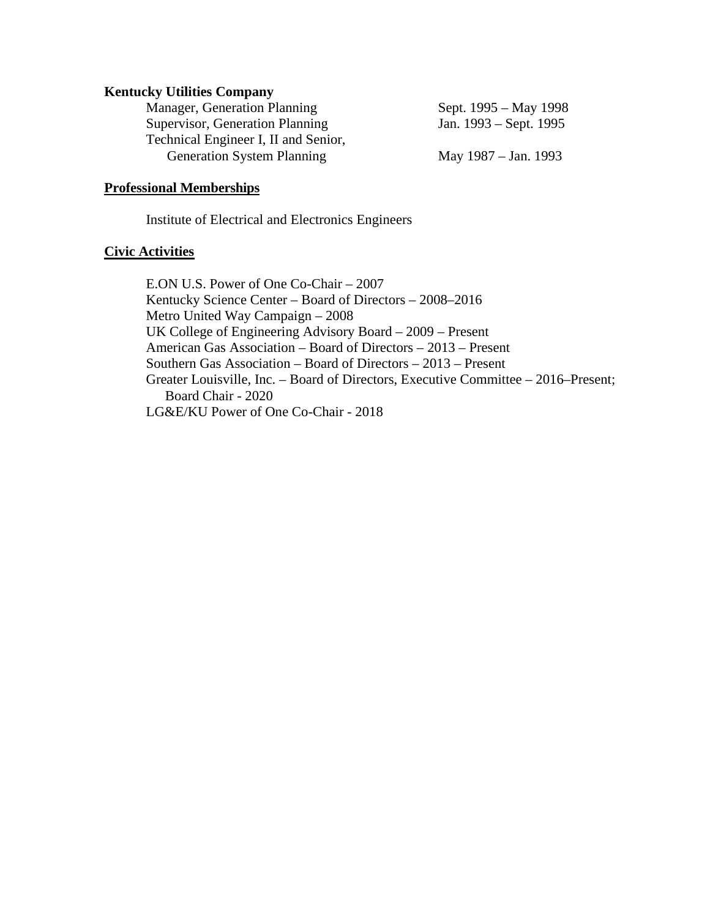**Kentucky Utilities Company**

| | |
|---|---|
| Manager, Generation Planning | Sept. 1995 – May 1998 |
| Supervisor, Generation Planning | Jan. 1993 – Sept. 1995 |
| Technical Engineer I, II and Senior, Generation System Planning | May 1987 – Jan. 1993 |

**<u>Professional Memberships</u>**

Institute of Electrical and Electronics Engineers

**<u>Civic Activities</u>**

E.ON U.S. Power of One Co-Chair – 2007
Kentucky Science Center – Board of Directors – 2008–2016
Metro United Way Campaign – 2008
UK College of Engineering Advisory Board – 2009 – Present
American Gas Association – Board of Directors – 2013 – Present
Southern Gas Association – Board of Directors – 2013 – Present
Greater Louisville, Inc. – Board of Directors, Executive Committee – 2016–Present;
Board Chair - 2020
LG&E/KU Power of One Co-Chair - 2018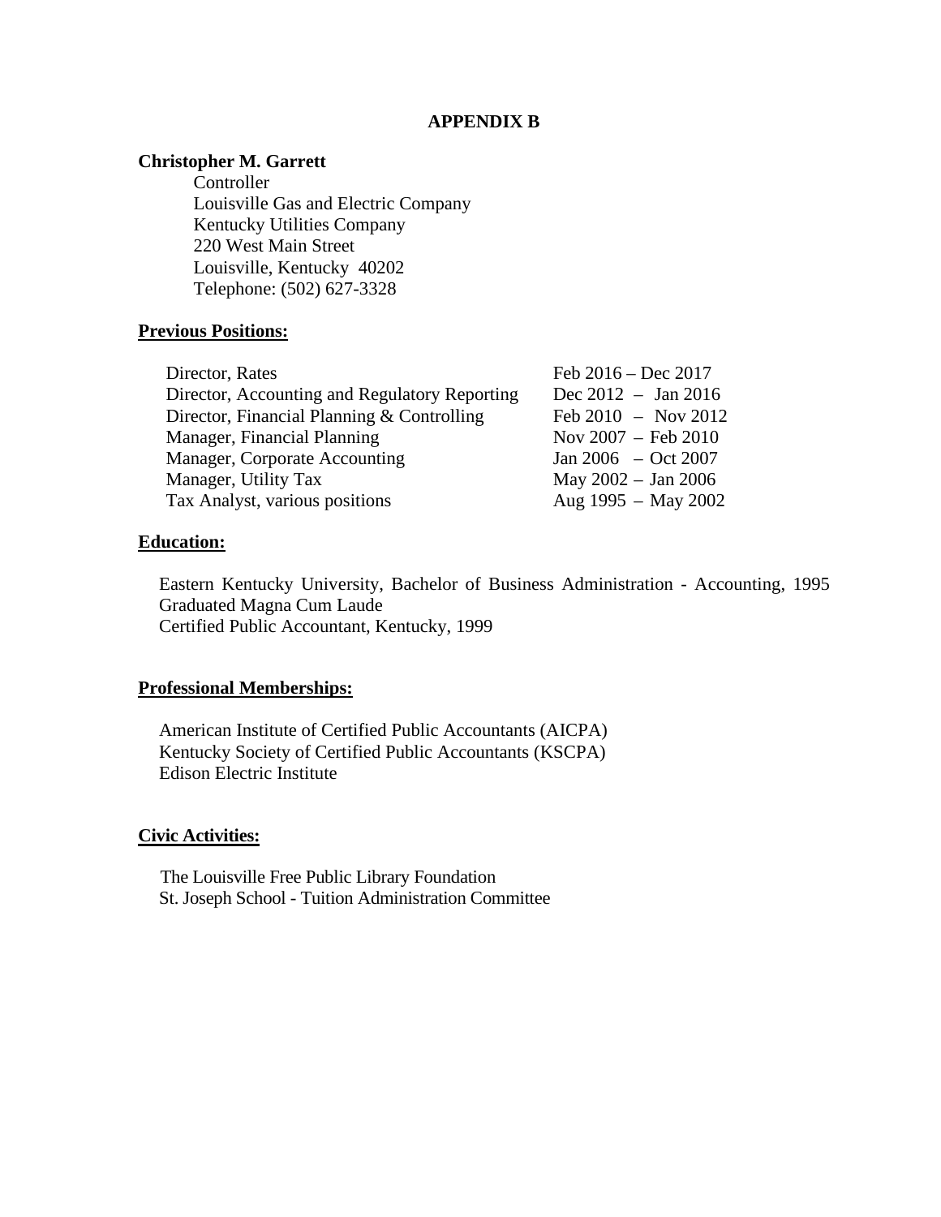# APPENDIX B

**Christopher M. Garrett**

Controller
Louisville Gas and Electric Company
Kentucky Utilities Company
220 West Main Street
Louisville, Kentucky 40202
Telephone: (502) 627-3328

**Previous Positions:**

| | |
|---|---|
| Director, Rates | Feb 2016 – Dec 2017 |
| Director, Accounting and Regulatory Reporting | Dec 2012 – Jan 2016 |
| Director, Financial Planning & Controlling | Feb 2010 – Nov 2012 |
| Manager, Financial Planning | Nov 2007 – Feb 2010 |
| Manager, Corporate Accounting | Jan 2006 – Oct 2007 |
| Manager, Utility Tax | May 2002 – Jan 2006 |
| Tax Analyst, various positions | Aug 1995 – May 2002 |

**Education:**

Eastern Kentucky University, Bachelor of Business Administration - Accounting, 1995
Graduated Magna Cum Laude
Certified Public Accountant, Kentucky, 1999

**Professional Memberships:**

American Institute of Certified Public Accountants (AICPA)
Kentucky Society of Certified Public Accountants (KSCPA)
Edison Electric Institute

**Civic Activities:**

The Louisville Free Public Library Foundation
St. Joseph School - Tuition Administration Committee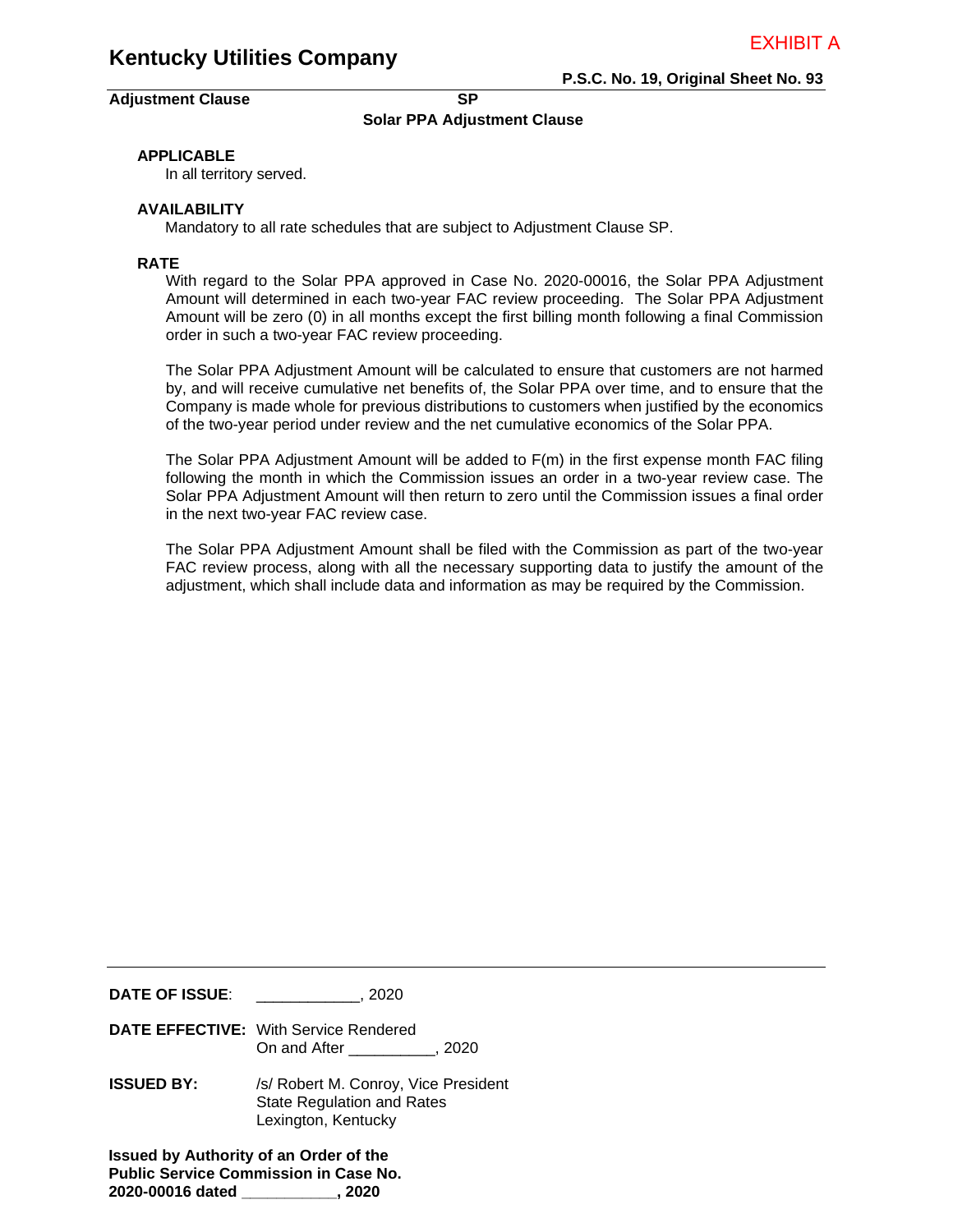EXHIBIT A

# Kentucky Utilities Company

**P.S.C. No. 19, Original Sheet No. 93**

**Adjustment Clause** **SP**

**Solar PPA Adjustment Clause**

### APPLICABLE

In all territory served.

### AVAILABILITY

Mandatory to all rate schedules that are subject to Adjustment Clause SP.

### RATE

With regard to the Solar PPA approved in Case No. 2020-00016, the Solar PPA Adjustment Amount will determined in each two-year FAC review proceeding. The Solar PPA Adjustment Amount will be zero (0) in all months except the first billing month following a final Commission order in such a two-year FAC review proceeding.

The Solar PPA Adjustment Amount will be calculated to ensure that customers are not harmed by, and will receive cumulative net benefits of, the Solar PPA over time, and to ensure that the Company is made whole for previous distributions to customers when justified by the economics of the two-year period under review and the net cumulative economics of the Solar PPA.

The Solar PPA Adjustment Amount will be added to F(m) in the first expense month FAC filing following the month in which the Commission issues an order in a two-year review case. The Solar PPA Adjustment Amount will then return to zero until the Commission issues a final order in the next two-year FAC review case.

The Solar PPA Adjustment Amount shall be filed with the Commission as part of the two-year FAC review process, along with all the necessary supporting data to justify the amount of the adjustment, which shall include data and information as may be required by the Commission.

---

**DATE OF ISSUE**: ____________, 2020

**DATE EFFECTIVE:** With Service Rendered
On and After __________, 2020

**ISSUED BY:** /s/ Robert M. Conroy, Vice President
State Regulation and Rates
Lexington, Kentucky

**Issued by Authority of an Order of the Public Service Commission in Case No. 2020-00016 dated ___________, 2020**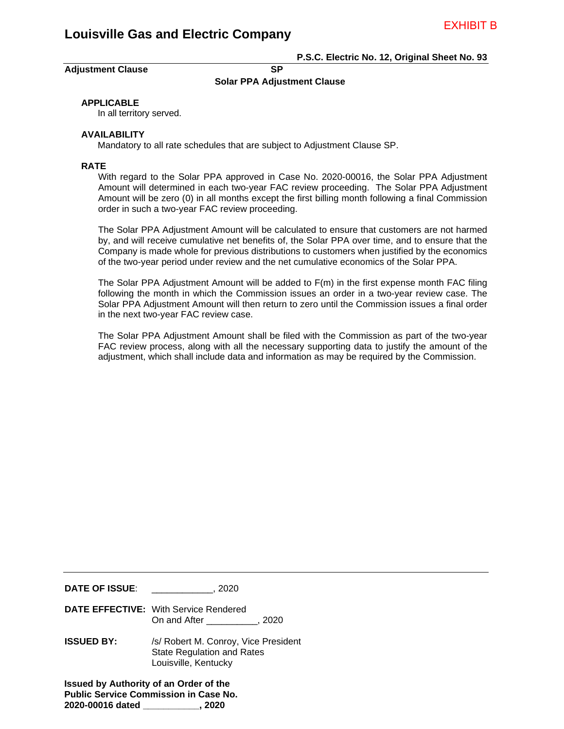EXHIBIT B

# Louisville Gas and Electric Company

**P.S.C. Electric No. 12, Original Sheet No. 93**

**Adjustment Clause** **SP**

**Solar PPA Adjustment Clause**

**APPLICABLE**

In all territory served.

**AVAILABILITY**

Mandatory to all rate schedules that are subject to Adjustment Clause SP.

**RATE**

With regard to the Solar PPA approved in Case No. 2020-00016, the Solar PPA Adjustment Amount will determined in each two-year FAC review proceeding. The Solar PPA Adjustment Amount will be zero (0) in all months except the first billing month following a final Commission order in such a two-year FAC review proceeding.

The Solar PPA Adjustment Amount will be calculated to ensure that customers are not harmed by, and will receive cumulative net benefits of, the Solar PPA over time, and to ensure that the Company is made whole for previous distributions to customers when justified by the economics of the two-year period under review and the net cumulative economics of the Solar PPA.

The Solar PPA Adjustment Amount will be added to F(m) in the first expense month FAC filing following the month in which the Commission issues an order in a two-year review case. The Solar PPA Adjustment Amount will then return to zero until the Commission issues a final order in the next two-year FAC review case.

The Solar PPA Adjustment Amount shall be filed with the Commission as part of the two-year FAC review process, along with all the necessary supporting data to justify the amount of the adjustment, which shall include data and information as may be required by the Commission.

**DATE OF ISSUE**: ____________, 2020

**DATE EFFECTIVE:** With Service Rendered
On and After __________, 2020

**ISSUED BY:** /s/ Robert M. Conroy, Vice President
State Regulation and Rates
Louisville, Kentucky

**Issued by Authority of an Order of the Public Service Commission in Case No. 2020-00016 dated ___________, 2020**